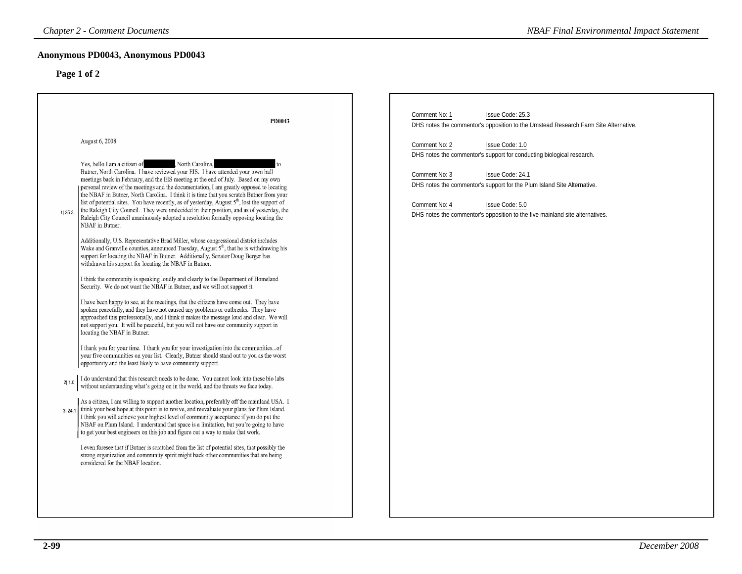## Anonymous PD0043, Anonymous PD0043

### Page 1 of 2

**PD0043**

August 6, 2008

Yes, hello I am a citizen of [REDACTED], North Carolina, [REDACTED] to Butner, North Carolina. I have reviewed your EIS. I have attended your town hall meetings back in February, and the EIS meeting at the end of July. Based on my own personal review of the meetings and the documentation, I am greatly opposed to locating the NBAF in Butner, North Carolina. I think it is time that you scratch Butner from your list of potential sites. You have recently, as of yesterday, August 5th, lost the support of the Raleigh City Council. They were undecided in their position, and as of yesterday, the Raleigh City Council unanimously adopted a resolution formally opposing locating the NBAF in Butner. [1| 25.3]

Additionally, U.S. Representative Brad Miller, whose congressional district includes Wake and Granville counties, announced Tuesday, August 5th, that he is withdrawing his support for locating the NBAF in Butner. Additionally, Senator Doug Berger has withdrawn his support for locating the NBAF in Butner.

I think the community is speaking loudly and clearly to the Department of Homeland Security. We do not want the NBAF in Butner, and we will not support it.

I have been happy to see, at the meetings, that the citizens have come out. They have spoken peacefully, and they have not caused any problems or outbreaks. They have approached this professionally, and I think it makes the message loud and clear. We will not support you. It will be peaceful, but you will not have our community support in locating the NBAF in Butner.

I thank you for your time. I thank you for your investigation into the communities...of your five communities on your list. Clearly, Butner should stand out to you as the worst opportunity and the least likely to have community support.

[2| 1.0] I do understand that this research needs to be done. You cannot look into these bio labs without understanding what's going on in the world, and the threats we face today.

[3| 24.1] As a citizen, I am willing to support another location, preferably off the mainland USA. I think your best hope at this point is to revive, and reevaluate your plans for Plum Island. I think you will achieve your highest level of community acceptance if you do put the NBAF on Plum Island. I understand that space is a limitation, but you're going to have to get your best engineers on this job and figure out a way to make that work.

I even foresee that if Butner is scratched from the list of potential sites, that possibly the strong organization and community spirit might back other communities that are being considered for the NBAF location.

---

Comment No: 1 Issue Code: 25.3
DHS notes the commentor's opposition to the Umstead Research Farm Site Alternative.

Comment No: 2 Issue Code: 1.0
DHS notes the commentor's support for conducting biological research.

Comment No: 3 Issue Code: 24.1
DHS notes the commentor's support for the Plum Island Site Alternative.

Comment No: 4 Issue Code: 5.0
DHS notes the commentor's opposition to the five mainland site alternatives.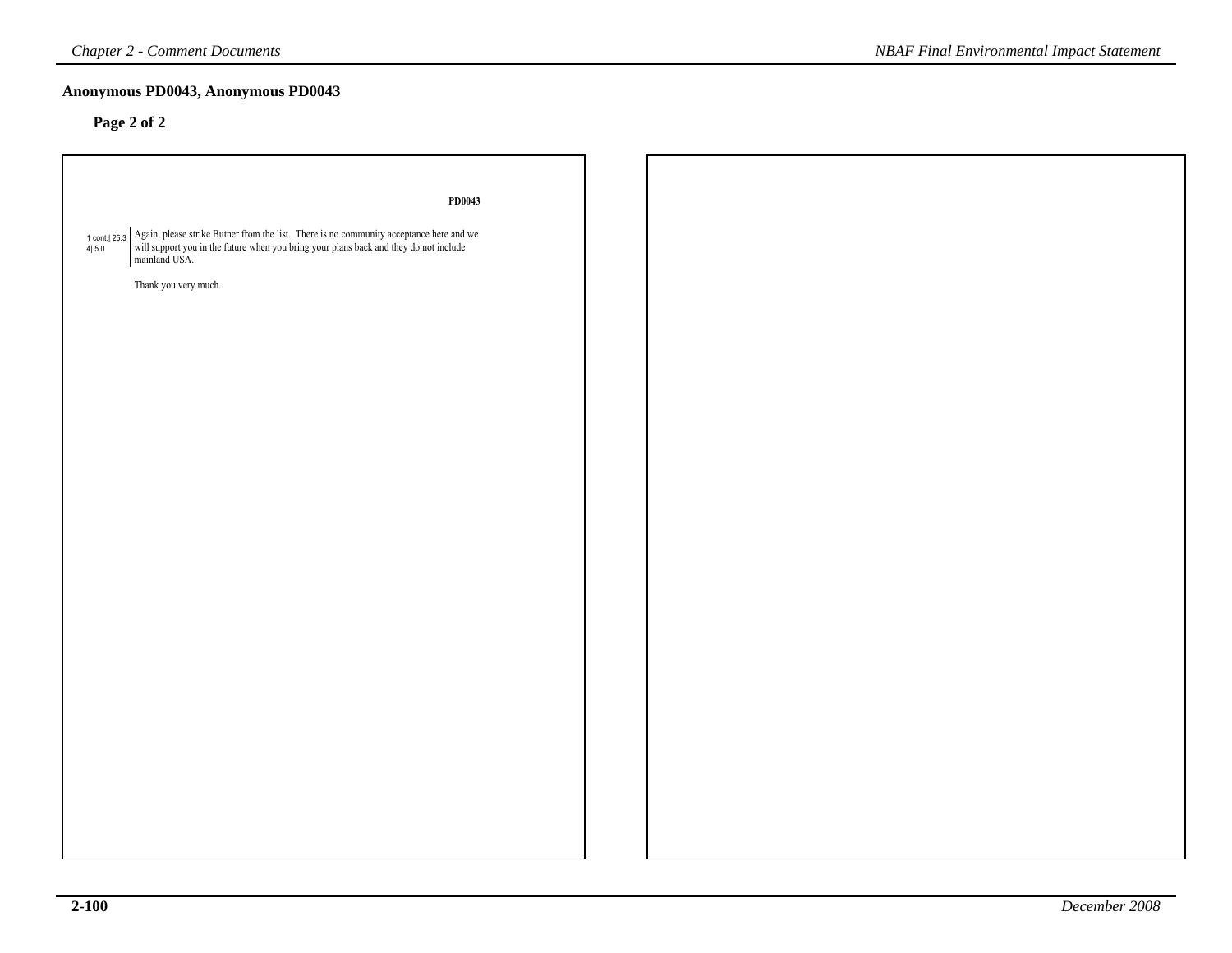## Anonymous PD0043, Anonymous PD0043

### Page 2 of 2

**PD0043**

1 cont.| 25.3
4| 5.0

Again, please strike Butner from the list. There is no community acceptance here and we will support you in the future when you bring your plans back and they do not include mainland USA.

Thank you very much.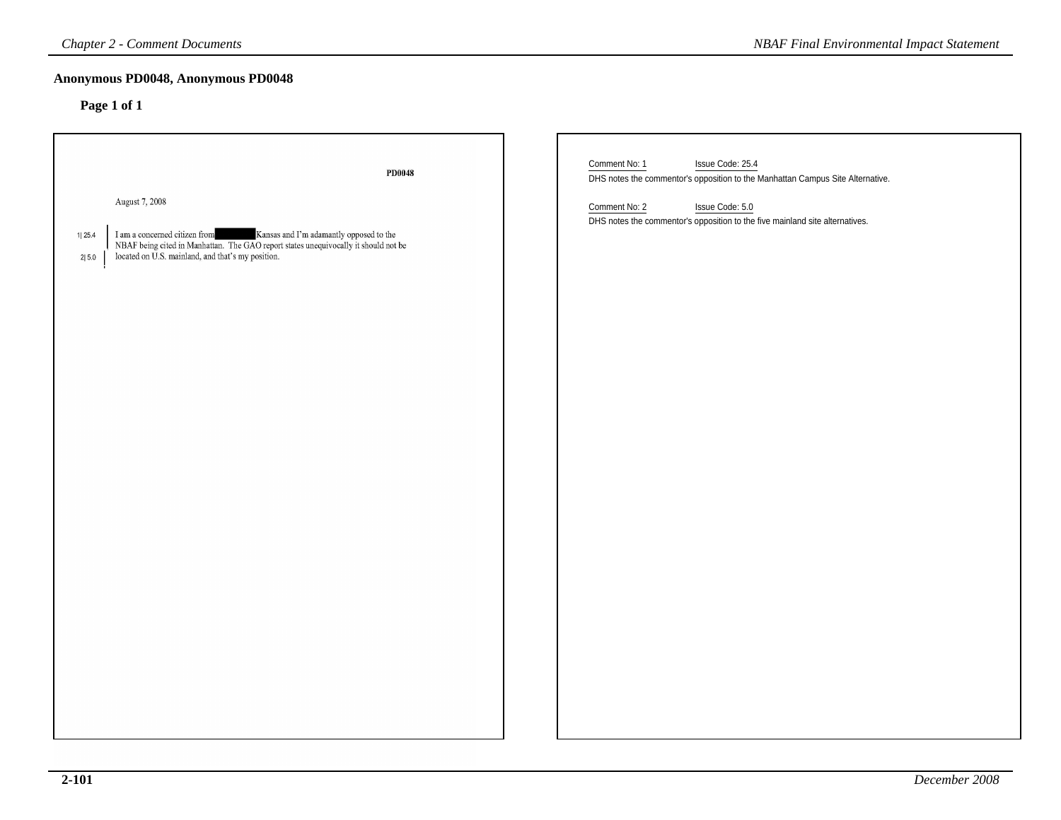## Anonymous PD0048, Anonymous PD0048

**Page 1 of 1**

**PD0048**

August 7, 2008

1| 25.4 I am a concerned citizen from [REDACTED] Kansas and I'm adamantly opposed to the NBAF being cited in Manhattan. The GAO report states unequivocally it should not be

2| 5.0 located on U.S. mainland, and that's my position.

Comment No: 1 Issue Code: 25.4

DHS notes the commentor's opposition to the Manhattan Campus Site Alternative.

Comment No: 2 Issue Code: 5.0

DHS notes the commentor's opposition to the five mainland site alternatives.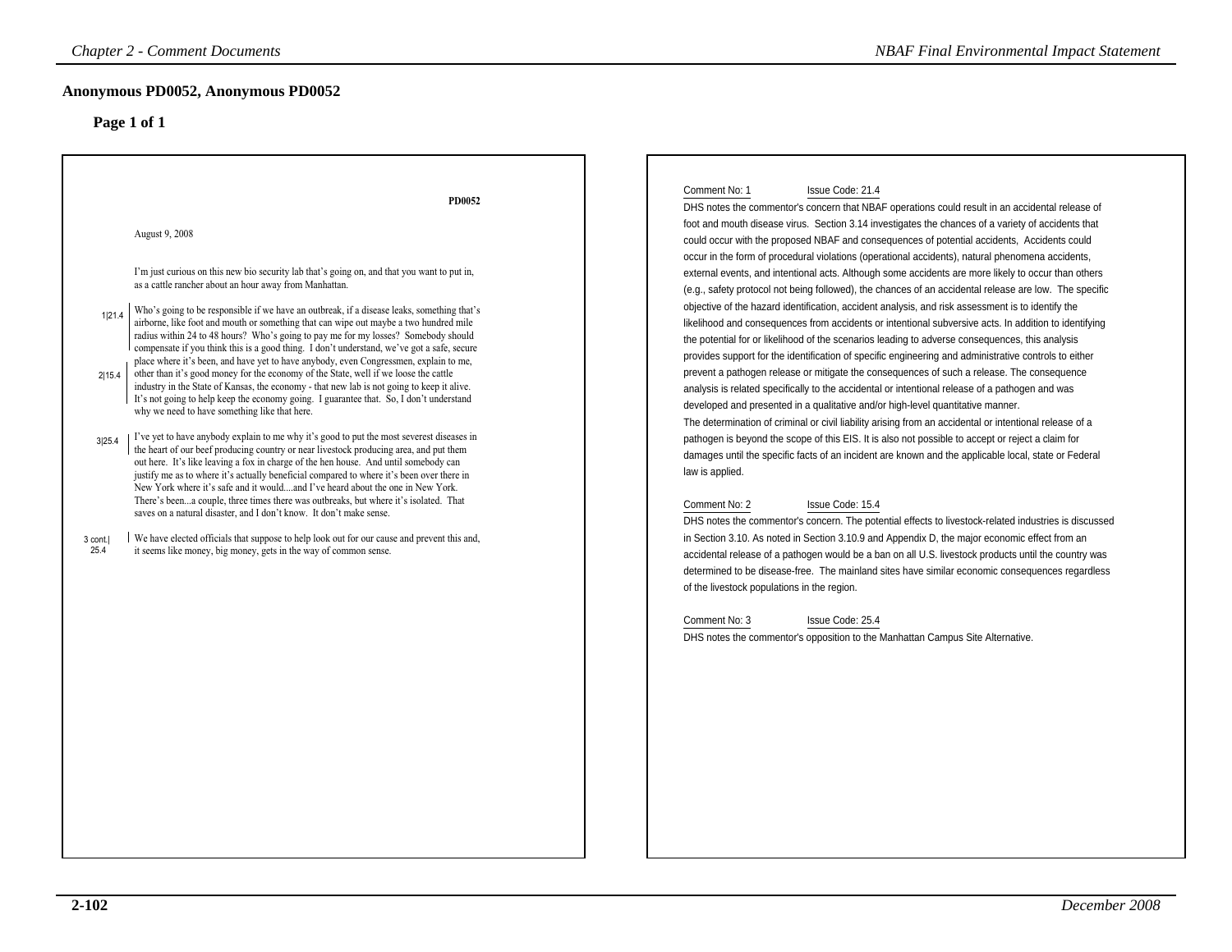## Anonymous PD0052, Anonymous PD0052

### Page 1 of 1

PD0052

August 9, 2008

I'm just curious on this new bio security lab that's going on, and that you want to put in, as a cattle rancher about an hour away from Manhattan.

1|21.4 Who's going to be responsible if we have an outbreak, if a disease leaks, something that's airborne, like foot and mouth or something that can wipe out maybe a two hundred mile radius within 24 to 48 hours? Who's going to pay me for my losses? Somebody should compensate if you think this is a good thing. I don't understand, we've got a safe, secure place where it's been, and have yet to have anybody, even Congressmen, explain to me,

2|15.4 other than it's good money for the economy of the State, well if we loose the cattle industry in the State of Kansas, the economy - that new lab is not going to keep it alive. It's not going to help keep the economy going. I guarantee that. So, I don't understand why we need to have something like that here.

3|25.4 I've yet to have anybody explain to me why it's good to put the most severest diseases in the heart of our beef producing country or near livestock producing area, and put them out here. It's like leaving a fox in charge of the hen house. And until somebody can justify me as to where it's actually beneficial compared to where it's been over there in New York where it's safe and it would....and I've heard about the one in New York. There's been...a couple, three times there was outbreaks, but where it's isolated. That saves on a natural disaster, and I don't know. It don't make sense.

3 cont.|25.4 We have elected officials that suppose to help look out for our cause and prevent this and, it seems like money, big money, gets in the way of common sense.

---

Comment No: 1 Issue Code: 21.4

DHS notes the commentor's concern that NBAF operations could result in an accidental release of foot and mouth disease virus. Section 3.14 investigates the chances of a variety of accidents that could occur with the proposed NBAF and consequences of potential accidents, Accidents could occur in the form of procedural violations (operational accidents), natural phenomena accidents, external events, and intentional acts. Although some accidents are more likely to occur than others (e.g., safety protocol not being followed), the chances of an accidental release are low. The specific objective of the hazard identification, accident analysis, and risk assessment is to identify the likelihood and consequences from accidents or intentional subversive acts. In addition to identifying the potential for or likelihood of the scenarios leading to adverse consequences, this analysis provides support for the identification of specific engineering and administrative controls to either prevent a pathogen release or mitigate the consequences of such a release. The consequence analysis is related specifically to the accidental or intentional release of a pathogen and was developed and presented in a qualitative and/or high-level quantitative manner.
The determination of criminal or civil liability arising from an accidental or intentional release of a pathogen is beyond the scope of this EIS. It is also not possible to accept or reject a claim for damages until the specific facts of an incident are known and the applicable local, state or Federal law is applied.

Comment No: 2 Issue Code: 15.4

DHS notes the commentor's concern. The potential effects to livestock-related industries is discussed in Section 3.10. As noted in Section 3.10.9 and Appendix D, the major economic effect from an accidental release of a pathogen would be a ban on all U.S. livestock products until the country was determined to be disease-free. The mainland sites have similar economic consequences regardless of the livestock populations in the region.

Comment No: 3 Issue Code: 25.4

DHS notes the commentor's opposition to the Manhattan Campus Site Alternative.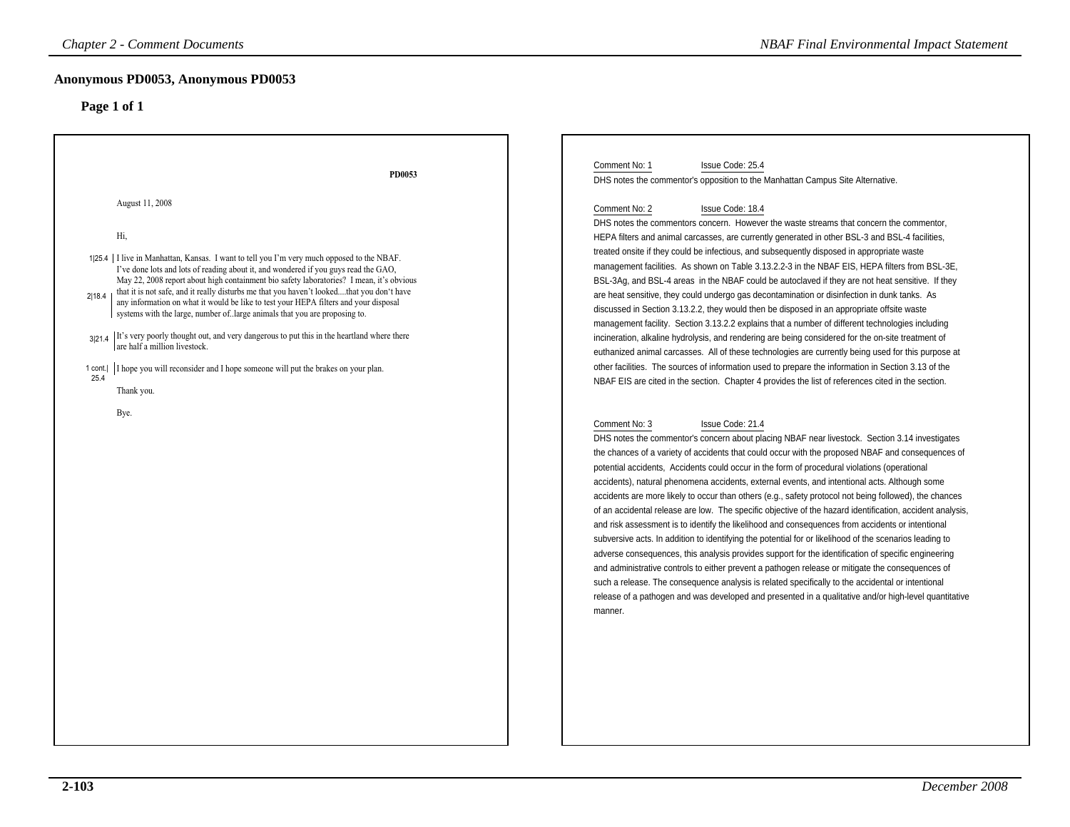## Anonymous PD0053, Anonymous PD0053

### Page 1 of 1

PD0053

August 11, 2008

Hi,

1|25.4 I live in Manhattan, Kansas. I want to tell you I'm very much opposed to the NBAF. I've done lots and lots of reading about it, and wondered if you guys read the GAO, May 22, 2008 report about high containment bio safety laboratories? I mean, it's obvious

2|18.4 that it is not safe, and it really disturbs me that you haven't looked....that you don't have any information on what it would be like to test your HEPA filters and your disposal systems with the large, number of..large animals that you are proposing to.

3|21.4 It's very poorly thought out, and very dangerous to put this in the heartland where there are half a million livestock.

1 cont.| 25.4 I hope you will reconsider and I hope someone will put the brakes on your plan.

Thank you.

Bye.

---

Comment No: 1 Issue Code: 25.4

DHS notes the commentor's opposition to the Manhattan Campus Site Alternative.

Comment No: 2 Issue Code: 18.4

DHS notes the commentors concern. However the waste streams that concern the commentor, HEPA filters and animal carcasses, are currently generated in other BSL-3 and BSL-4 facilities, treated onsite if they could be infectious, and subsequently disposed in appropriate waste management facilities. As shown on Table 3.13.2.2-3 in the NBAF EIS, HEPA filters from BSL-3E, BSL-3Ag, and BSL-4 areas in the NBAF could be autoclaved if they are not heat sensitive. If they are heat sensitive, they could undergo gas decontamination or disinfection in dunk tanks. As discussed in Section 3.13.2.2, they would then be disposed in an appropriate offsite waste management facility. Section 3.13.2.2 explains that a number of different technologies including incineration, alkaline hydrolysis, and rendering are being considered for the on-site treatment of euthanized animal carcasses. All of these technologies are currently being used for this purpose at other facilities. The sources of information used to prepare the information in Section 3.13 of the NBAF EIS are cited in the section. Chapter 4 provides the list of references cited in the section.

Comment No: 3 Issue Code: 21.4

DHS notes the commentor's concern about placing NBAF near livestock. Section 3.14 investigates the chances of a variety of accidents that could occur with the proposed NBAF and consequences of potential accidents, Accidents could occur in the form of procedural violations (operational accidents), natural phenomena accidents, external events, and intentional acts. Although some accidents are more likely to occur than others (e.g., safety protocol not being followed), the chances of an accidental release are low. The specific objective of the hazard identification, accident analysis, and risk assessment is to identify the likelihood and consequences from accidents or intentional subversive acts. In addition to identifying the potential for or likelihood of the scenarios leading to adverse consequences, this analysis provides support for the identification of specific engineering and administrative controls to either prevent a pathogen release or mitigate the consequences of such a release. The consequence analysis is related specifically to the accidental or intentional release of a pathogen and was developed and presented in a qualitative and/or high-level quantitative manner.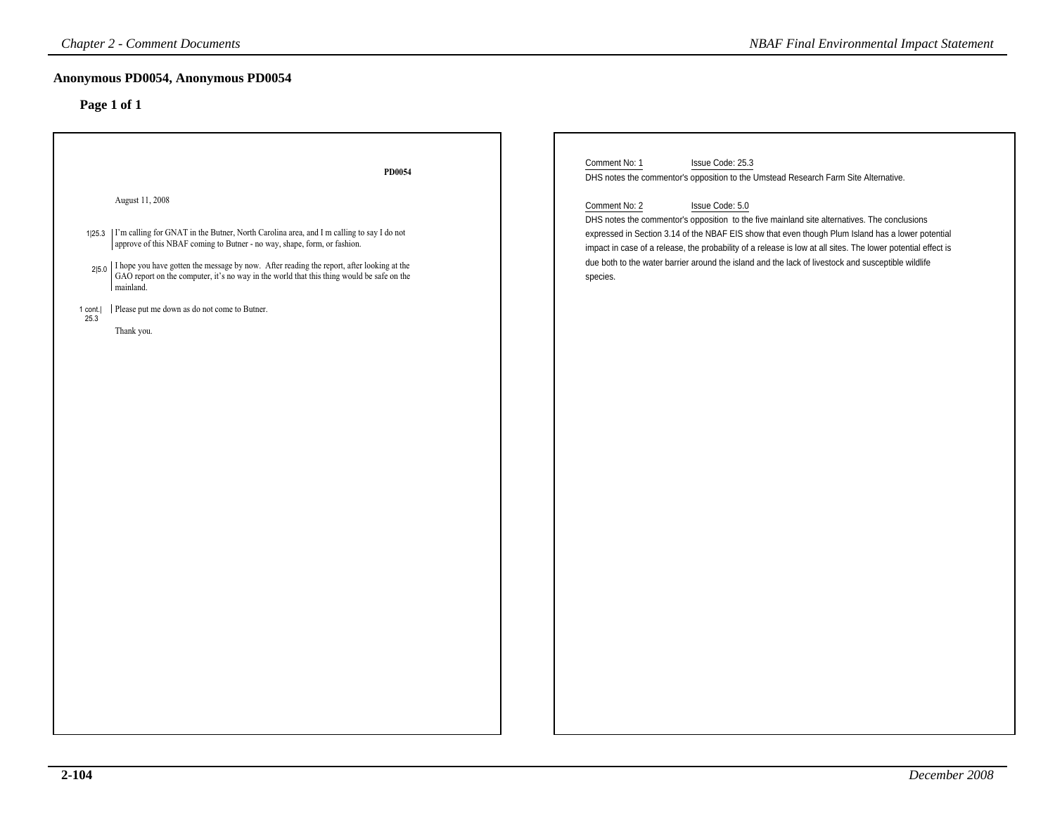## Anonymous PD0054, Anonymous PD0054

### Page 1 of 1

**PD0054**

August 11, 2008

1|25.3 I'm calling for GNAT in the Butner, North Carolina area, and I m calling to say I do not approve of this NBAF coming to Butner - no way, shape, form, or fashion.

2|5.0 I hope you have gotten the message by now. After reading the report, after looking at the GAO report on the computer, it's no way in the world that this thing would be safe on the mainland.

1 cont.| 25.3 Please put me down as do not come to Butner.

Thank you.

Comment No: 1 Issue Code: 25.3

DHS notes the commentor's opposition to the Umstead Research Farm Site Alternative.

Comment No: 2 Issue Code: 5.0

DHS notes the commentor's opposition to the five mainland site alternatives. The conclusions expressed in Section 3.14 of the NBAF EIS show that even though Plum Island has a lower potential impact in case of a release, the probability of a release is low at all sites. The lower potential effect is due both to the water barrier around the island and the lack of livestock and susceptible wildlife species.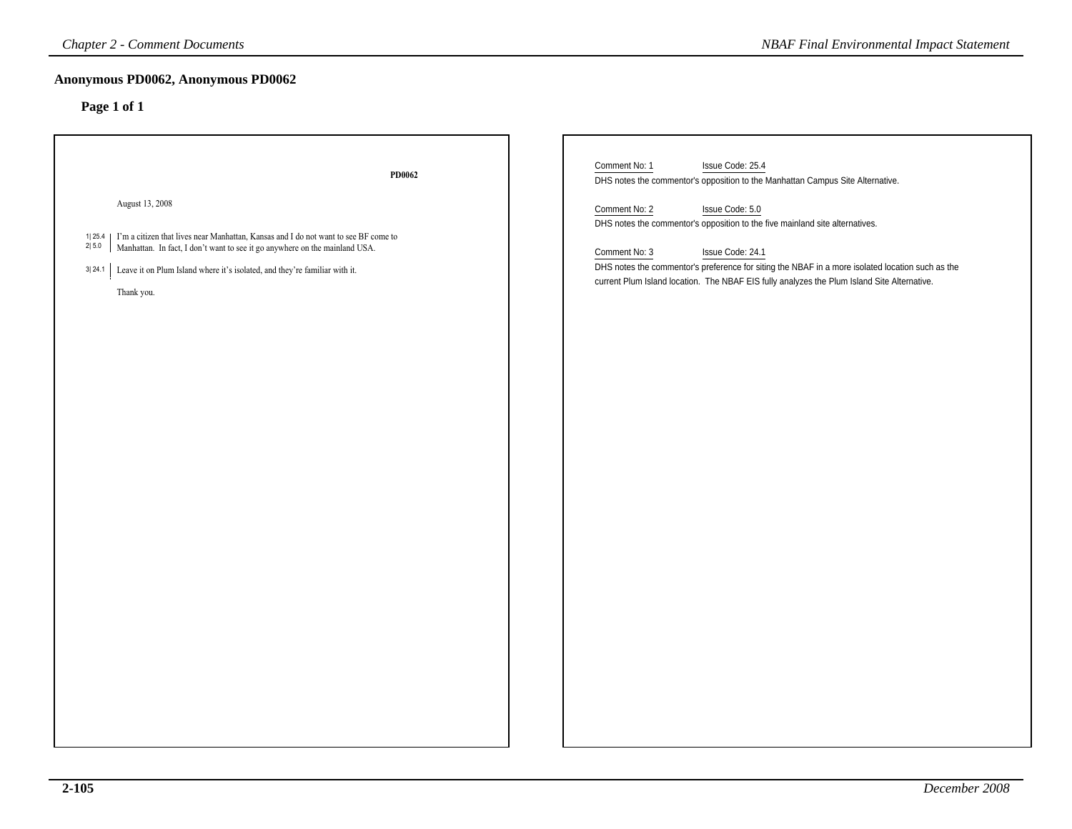## Anonymous PD0062, Anonymous PD0062

### Page 1 of 1

**PD0062**

August 13, 2008

1| 25.4 2| 5.0 I'm a citizen that lives near Manhattan, Kansas and I do not want to see BF come to Manhattan. In fact, I don't want to see it go anywhere on the mainland USA.

3| 24.1 Leave it on Plum Island where it's isolated, and they're familiar with it.

Thank you.

Comment No: 1 Issue Code: 25.4

DHS notes the commentor's opposition to the Manhattan Campus Site Alternative.

Comment No: 2 Issue Code: 5.0

DHS notes the commentor's opposition to the five mainland site alternatives.

Comment No: 3 Issue Code: 24.1

DHS notes the commentor's preference for siting the NBAF in a more isolated location such as the current Plum Island location. The NBAF EIS fully analyzes the Plum Island Site Alternative.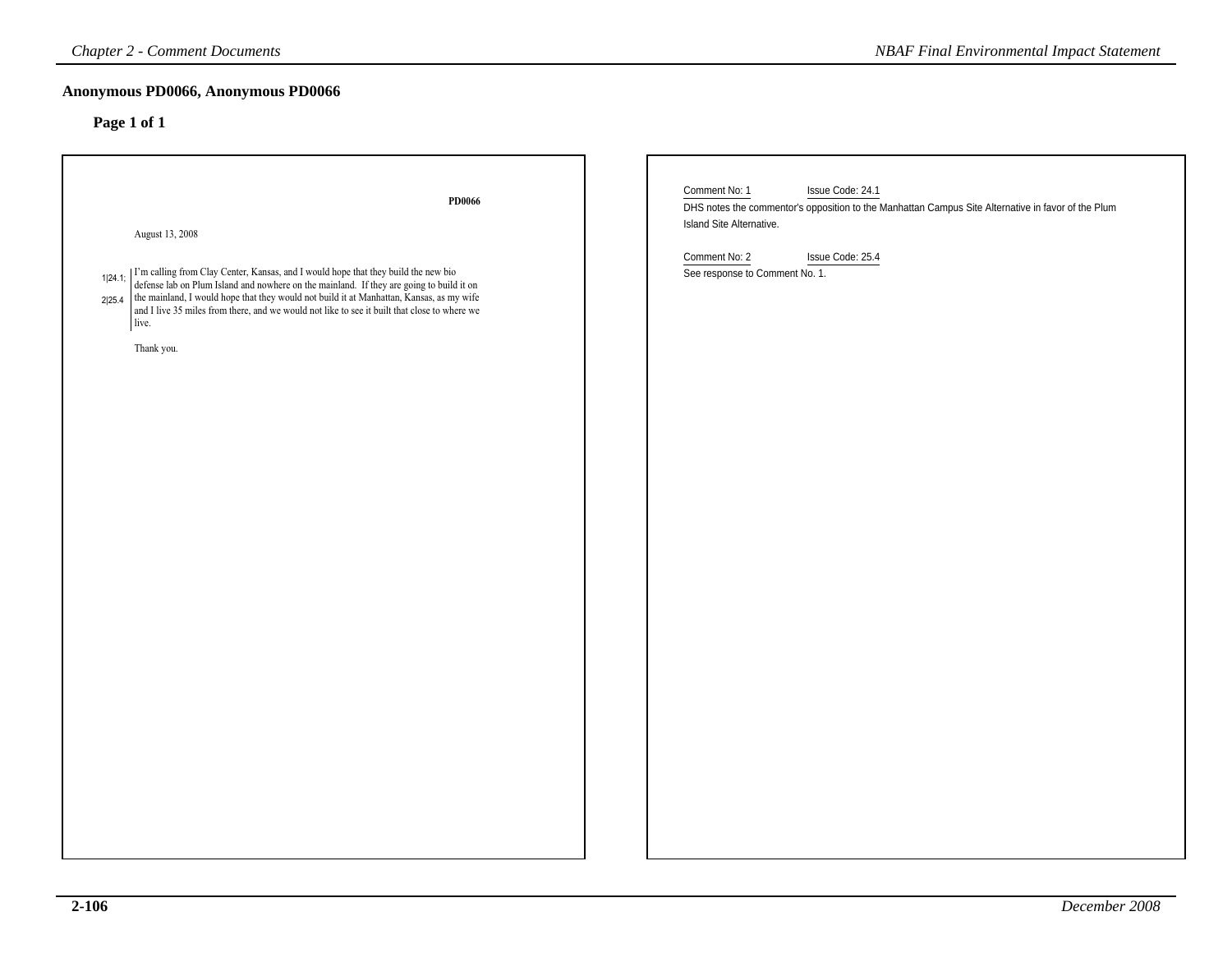## Anonymous PD0066, Anonymous PD0066

### Page 1 of 1

**PD0066**

August 13, 2008

1|24.1; 2|25.4 I'm calling from Clay Center, Kansas, and I would hope that they build the new bio defense lab on Plum Island and nowhere on the mainland. If they are going to build it on the mainland, I would hope that they would not build it at Manhattan, Kansas, as my wife and I live 35 miles from there, and we would not like to see it built that close to where we live.

Thank you.

Comment No: 1 Issue Code: 24.1

DHS notes the commentor's opposition to the Manhattan Campus Site Alternative in favor of the Plum Island Site Alternative.

Comment No: 2 Issue Code: 25.4

See response to Comment No. 1.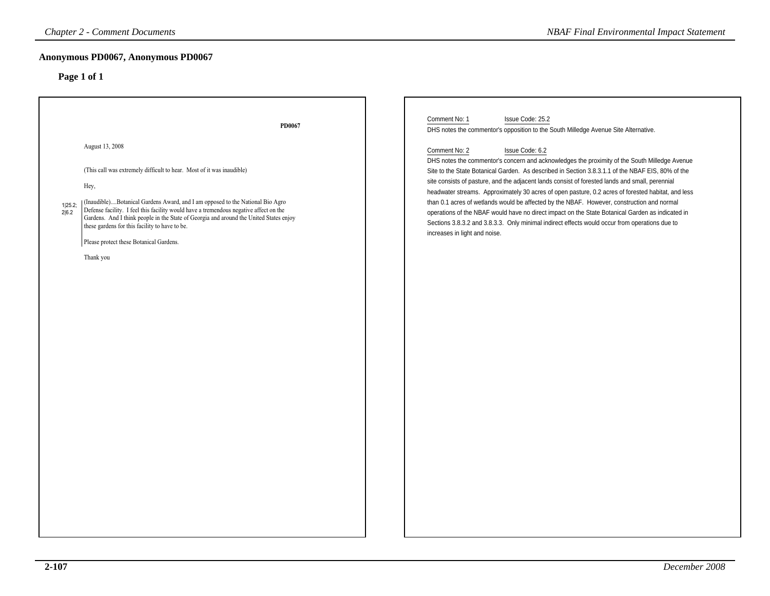## Anonymous PD0067, Anonymous PD0067

### Page 1 of 1

**PD0067**

August 13, 2008

(This call was extremely difficult to hear. Most of it was inaudible)

Hey,

1|25.2; 2|6.2

(Inaudible)....Botanical Gardens Award, and I am opposed to the National Bio Agro Defense facility. I feel this facility would have a tremendous negative affect on the Gardens. And I think people in the State of Georgia and around the United States enjoy these gardens for this facility to have to be.

Please protect these Botanical Gardens.

Thank you

Comment No: 1 Issue Code: 25.2

DHS notes the commentor's opposition to the South Milledge Avenue Site Alternative.

Comment No: 2 Issue Code: 6.2

DHS notes the commentor's concern and acknowledges the proximity of the South Milledge Avenue Site to the State Botanical Garden. As described in Section 3.8.3.1.1 of the NBAF EIS, 80% of the site consists of pasture, and the adjacent lands consist of forested lands and small, perennial headwater streams. Approximately 30 acres of open pasture, 0.2 acres of forested habitat, and less than 0.1 acres of wetlands would be affected by the NBAF. However, construction and normal operations of the NBAF would have no direct impact on the State Botanical Garden as indicated in Sections 3.8.3.2 and 3.8.3.3. Only minimal indirect effects would occur from operations due to increases in light and noise.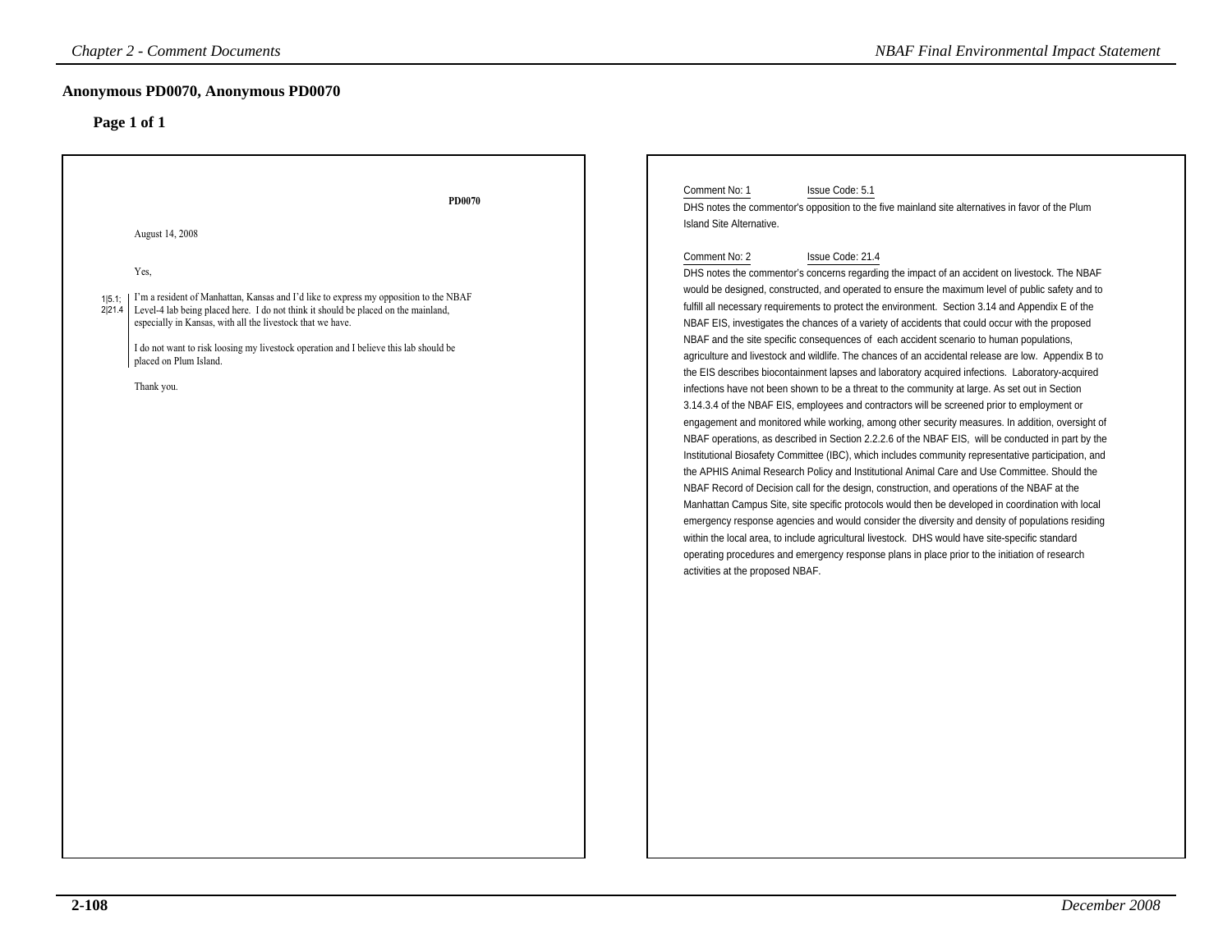## Anonymous PD0070, Anonymous PD0070

### Page 1 of 1

**PD0070**

August 14, 2008

Yes,

1|5.1; 2|21.4 I'm a resident of Manhattan, Kansas and I'd like to express my opposition to the NBAF Level-4 lab being placed here. I do not think it should be placed on the mainland, especially in Kansas, with all the livestock that we have.

I do not want to risk loosing my livestock operation and I believe this lab should be placed on Plum Island.

Thank you.

Comment No: 1 Issue Code: 5.1

DHS notes the commentor's opposition to the five mainland site alternatives in favor of the Plum Island Site Alternative.

Comment No: 2 Issue Code: 21.4

DHS notes the commentor's concerns regarding the impact of an accident on livestock. The NBAF would be designed, constructed, and operated to ensure the maximum level of public safety and to fulfill all necessary requirements to protect the environment. Section 3.14 and Appendix E of the NBAF EIS, investigates the chances of a variety of accidents that could occur with the proposed NBAF and the site specific consequences of each accident scenario to human populations, agriculture and livestock and wildlife. The chances of an accidental release are low. Appendix B to the EIS describes biocontainment lapses and laboratory acquired infections. Laboratory-acquired infections have not been shown to be a threat to the community at large. As set out in Section 3.14.3.4 of the NBAF EIS, employees and contractors will be screened prior to employment or engagement and monitored while working, among other security measures. In addition, oversight of NBAF operations, as described in Section 2.2.2.6 of the NBAF EIS, will be conducted in part by the Institutional Biosafety Committee (IBC), which includes community representative participation, and the APHIS Animal Research Policy and Institutional Animal Care and Use Committee. Should the NBAF Record of Decision call for the design, construction, and operations of the NBAF at the Manhattan Campus Site, site specific protocols would then be developed in coordination with local emergency response agencies and would consider the diversity and density of populations residing within the local area, to include agricultural livestock. DHS would have site-specific standard operating procedures and emergency response plans in place prior to the initiation of research activities at the proposed NBAF.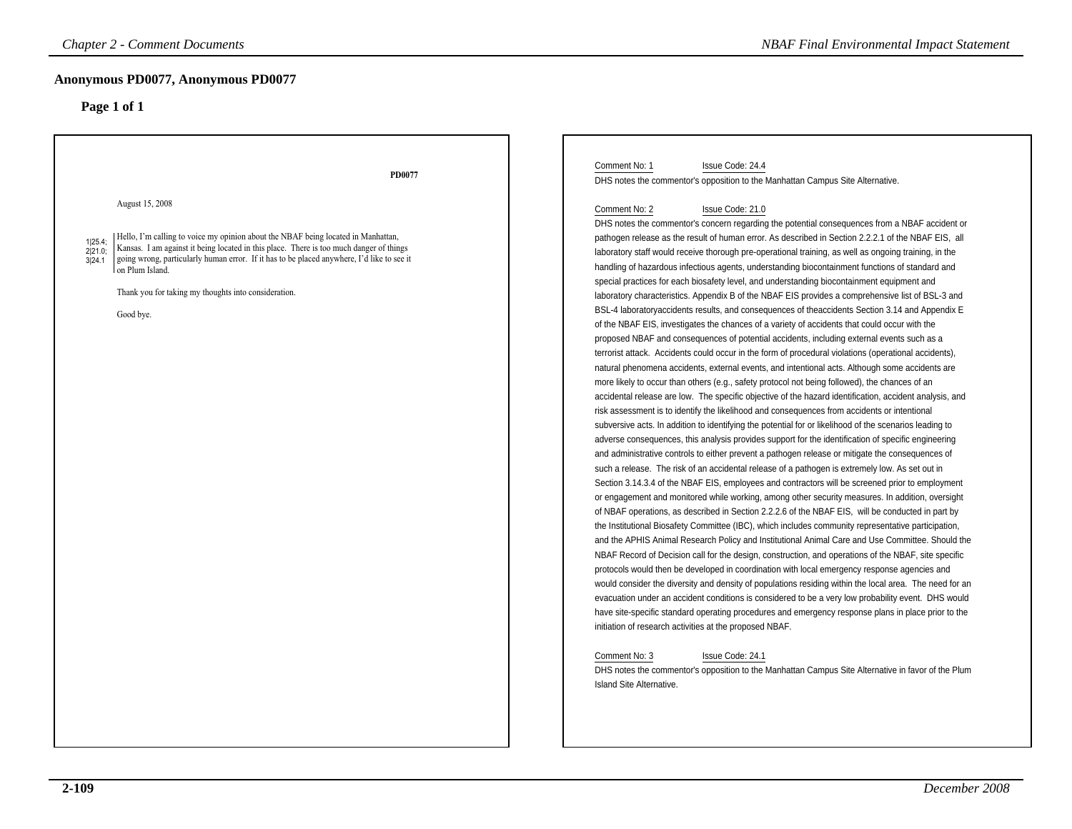## Anonymous PD0077, Anonymous PD0077

### Page 1 of 1

PD0077

August 15, 2008

1|25.4; 2|21.0; 3|24.1

Hello, I'm calling to voice my opinion about the NBAF being located in Manhattan, Kansas. I am against it being located in this place. There is too much danger of things going wrong, particularly human error. If it has to be placed anywhere, I'd like to see it on Plum Island.

Thank you for taking my thoughts into consideration.

Good bye.

Comment No: 1 Issue Code: 24.4

DHS notes the commentor's opposition to the Manhattan Campus Site Alternative.

Comment No: 2 Issue Code: 21.0

DHS notes the commentor's concern regarding the potential consequences from a NBAF accident or pathogen release as the result of human error. As described in Section 2.2.2.1 of the NBAF EIS, all laboratory staff would receive thorough pre-operational training, as well as ongoing training, in the handling of hazardous infectious agents, understanding biocontainment functions of standard and special practices for each biosafety level, and understanding biocontainment equipment and laboratory characteristics. Appendix B of the NBAF EIS provides a comprehensive list of BSL-3 and BSL-4 laboratoryaccidents results, and consequences of theaccidents Section 3.14 and Appendix E of the NBAF EIS, investigates the chances of a variety of accidents that could occur with the proposed NBAF and consequences of potential accidents, including external events such as a terrorist attack. Accidents could occur in the form of procedural violations (operational accidents), natural phenomena accidents, external events, and intentional acts. Although some accidents are more likely to occur than others (e.g., safety protocol not being followed), the chances of an accidental release are low. The specific objective of the hazard identification, accident analysis, and risk assessment is to identify the likelihood and consequences from accidents or intentional subversive acts. In addition to identifying the potential for or likelihood of the scenarios leading to adverse consequences, this analysis provides support for the identification of specific engineering and administrative controls to either prevent a pathogen release or mitigate the consequences of such a release. The risk of an accidental release of a pathogen is extremely low. As set out in Section 3.14.3.4 of the NBAF EIS, employees and contractors will be screened prior to employment or engagement and monitored while working, among other security measures. In addition, oversight of NBAF operations, as described in Section 2.2.2.6 of the NBAF EIS, will be conducted in part by the Institutional Biosafety Committee (IBC), which includes community representative participation, and the APHIS Animal Research Policy and Institutional Animal Care and Use Committee. Should the NBAF Record of Decision call for the design, construction, and operations of the NBAF, site specific protocols would then be developed in coordination with local emergency response agencies and would consider the diversity and density of populations residing within the local area. The need for an evacuation under an accident conditions is considered to be a very low probability event. DHS would have site-specific standard operating procedures and emergency response plans in place prior to the initiation of research activities at the proposed NBAF.

Comment No: 3 Issue Code: 24.1

DHS notes the commentor's opposition to the Manhattan Campus Site Alternative in favor of the Plum Island Site Alternative.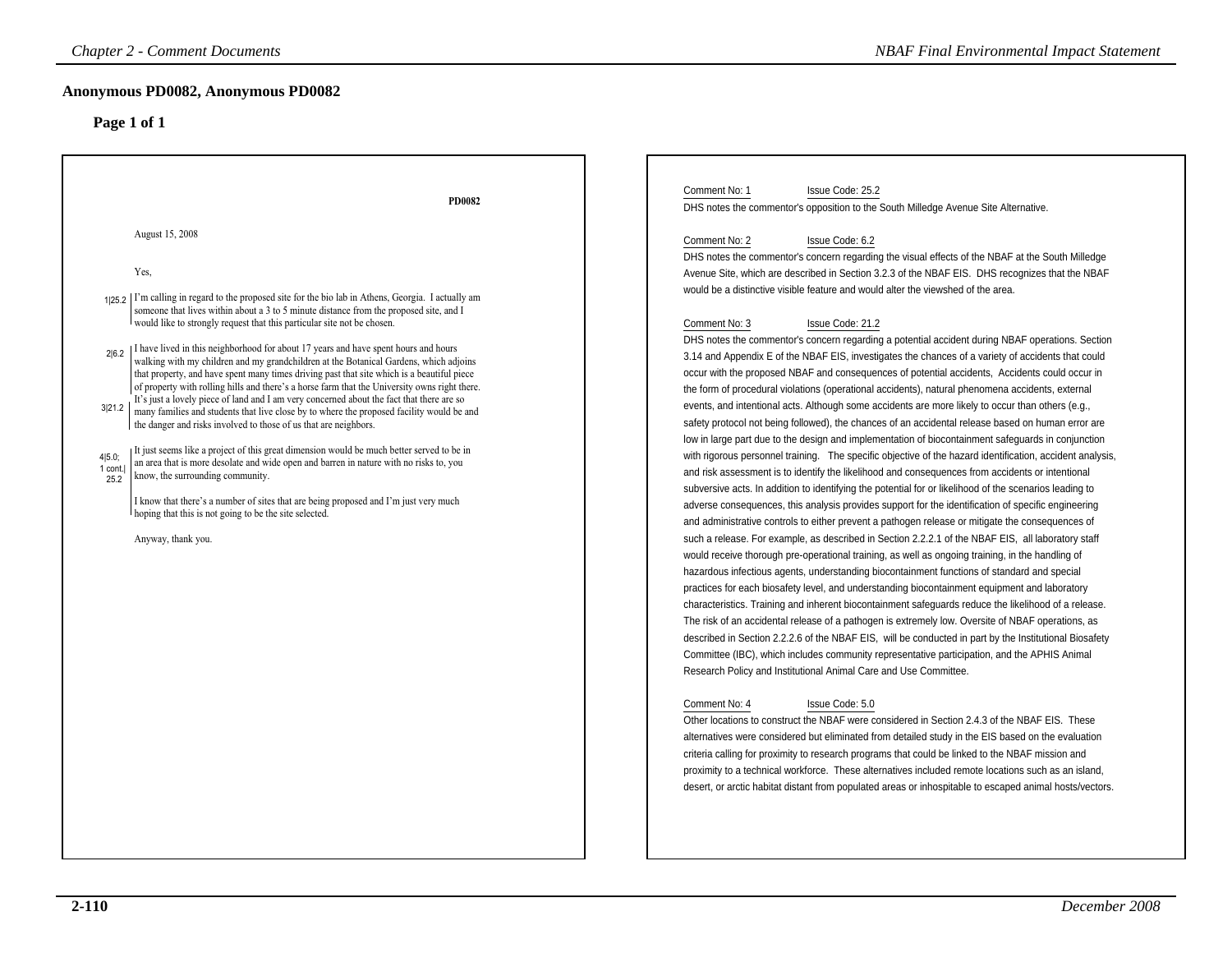# Anonymous PD0082, Anonymous PD0082

## Page 1 of 1

PD0082

August 15, 2008

Yes,

1|25.2 I'm calling in regard to the proposed site for the bio lab in Athens, Georgia. I actually am someone that lives within about a 3 to 5 minute distance from the proposed site, and I would like to strongly request that this particular site not be chosen.

2|6.2 I have lived in this neighborhood for about 17 years and have spent hours and hours walking with my children and my grandchildren at the Botanical Gardens, which adjoins that property, and have spent many times driving past that site which is a beautiful piece of property with rolling hills and there's a horse farm that the University owns right there. It's just a lovely piece of land and I am very concerned about the fact that there are so

3|21.2 many families and students that live close by to where the proposed facility would be and the danger and risks involved to those of us that are neighbors.

4|5.0; 1 cont.| 25.2 It just seems like a project of this great dimension would be much better served to be in an area that is more desolate and wide open and barren in nature with no risks to, you know, the surrounding community.

I know that there's a number of sites that are being proposed and I'm just very much hoping that this is not going to be the site selected.

Anyway, thank you.

---

Comment No: 1 Issue Code: 25.2

DHS notes the commentor's opposition to the South Milledge Avenue Site Alternative.

Comment No: 2 Issue Code: 6.2

DHS notes the commentor's concern regarding the visual effects of the NBAF at the South Milledge Avenue Site, which are described in Section 3.2.3 of the NBAF EIS. DHS recognizes that the NBAF would be a distinctive visible feature and would alter the viewshed of the area.

Comment No: 3 Issue Code: 21.2

DHS notes the commentor's concern regarding a potential accident during NBAF operations. Section 3.14 and Appendix E of the NBAF EIS, investigates the chances of a variety of accidents that could occur with the proposed NBAF and consequences of potential accidents, Accidents could occur in the form of procedural violations (operational accidents), natural phenomena accidents, external events, and intentional acts. Although some accidents are more likely to occur than others (e.g., safety protocol not being followed), the chances of an accidental release based on human error are low in large part due to the design and implementation of biocontainment safeguards in conjunction with rigorous personnel training. The specific objective of the hazard identification, accident analysis, and risk assessment is to identify the likelihood and consequences from accidents or intentional subversive acts. In addition to identifying the potential for or likelihood of the scenarios leading to adverse consequences, this analysis provides support for the identification of specific engineering and administrative controls to either prevent a pathogen release or mitigate the consequences of such a release. For example, as described in Section 2.2.2.1 of the NBAF EIS, all laboratory staff would receive thorough pre-operational training, as well as ongoing training, in the handling of hazardous infectious agents, understanding biocontainment functions of standard and special practices for each biosafety level, and understanding biocontainment equipment and laboratory characteristics. Training and inherent biocontainment safeguards reduce the likelihood of a release. The risk of an accidental release of a pathogen is extremely low. Oversite of NBAF operations, as described in Section 2.2.2.6 of the NBAF EIS, will be conducted in part by the Institutional Biosafety Committee (IBC), which includes community representative participation, and the APHIS Animal Research Policy and Institutional Animal Care and Use Committee.

Comment No: 4 Issue Code: 5.0

Other locations to construct the NBAF were considered in Section 2.4.3 of the NBAF EIS. These alternatives were considered but eliminated from detailed study in the EIS based on the evaluation criteria calling for proximity to research programs that could be linked to the NBAF mission and proximity to a technical workforce. These alternatives included remote locations such as an island, desert, or arctic habitat distant from populated areas or inhospitable to escaped animal hosts/vectors.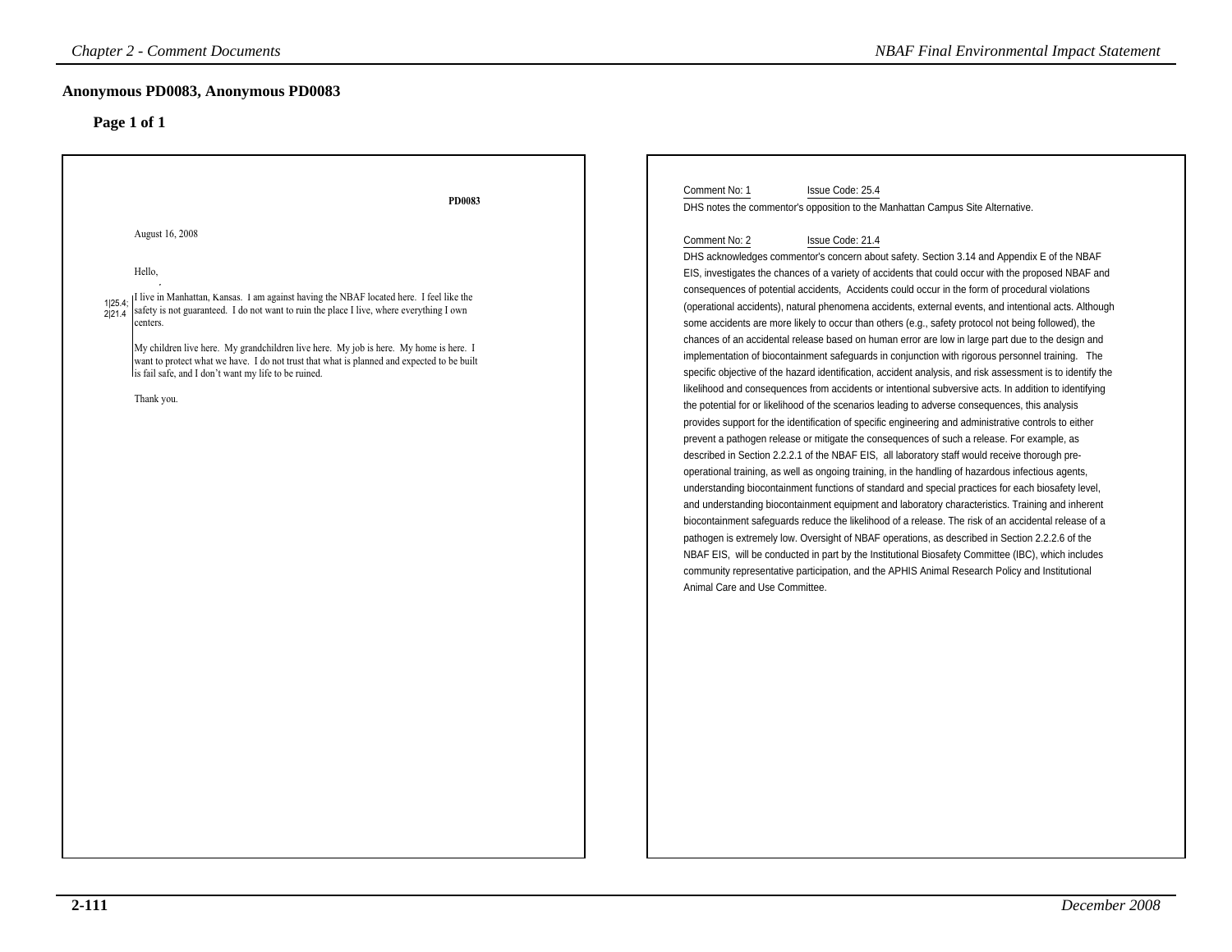## Anonymous PD0083, Anonymous PD0083

### Page 1 of 1

PD0083

August 16, 2008

Hello,

1|25.4; 2|21.4 I live in Manhattan, Kansas. I am against having the NBAF located here. I feel like the safety is not guaranteed. I do not want to ruin the place I live, where everything I own centers.

My children live here. My grandchildren live here. My job is here. My home is here. I want to protect what we have. I do not trust that what is planned and expected to be built is fail safe, and I don't want my life to be ruined.

Thank you.

Comment No: 1 Issue Code: 25.4

DHS notes the commentor's opposition to the Manhattan Campus Site Alternative.

Comment No: 2 Issue Code: 21.4

DHS acknowledges commentor's concern about safety. Section 3.14 and Appendix E of the NBAF EIS, investigates the chances of a variety of accidents that could occur with the proposed NBAF and consequences of potential accidents, Accidents could occur in the form of procedural violations (operational accidents), natural phenomena accidents, external events, and intentional acts. Although some accidents are more likely to occur than others (e.g., safety protocol not being followed), the chances of an accidental release based on human error are low in large part due to the design and implementation of biocontainment safeguards in conjunction with rigorous personnel training. The specific objective of the hazard identification, accident analysis, and risk assessment is to identify the likelihood and consequences from accidents or intentional subversive acts. In addition to identifying the potential for or likelihood of the scenarios leading to adverse consequences, this analysis provides support for the identification of specific engineering and administrative controls to either prevent a pathogen release or mitigate the consequences of such a release. For example, as described in Section 2.2.2.1 of the NBAF EIS, all laboratory staff would receive thorough pre-operational training, as well as ongoing training, in the handling of hazardous infectious agents, understanding biocontainment functions of standard and special practices for each biosafety level, and understanding biocontainment equipment and laboratory characteristics. Training and inherent biocontainment safeguards reduce the likelihood of a release. The risk of an accidental release of a pathogen is extremely low. Oversight of NBAF operations, as described in Section 2.2.2.6 of the NBAF EIS, will be conducted in part by the Institutional Biosafety Committee (IBC), which includes community representative participation, and the APHIS Animal Research Policy and Institutional Animal Care and Use Committee.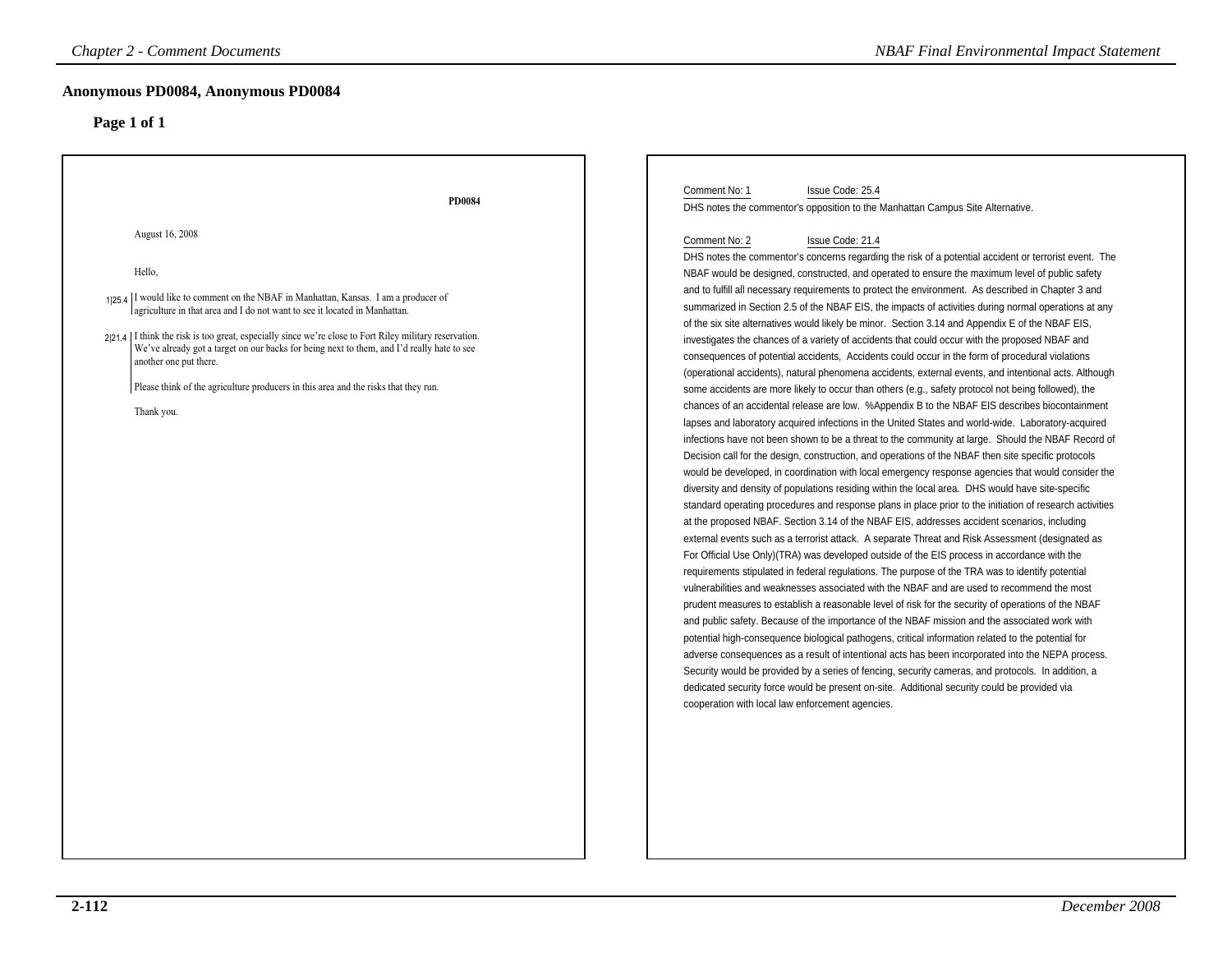## Anonymous PD0084, Anonymous PD0084

### Page 1 of 1

PD0084

August 16, 2008

Hello,

1|25.4 I would like to comment on the NBAF in Manhattan, Kansas. I am a producer of agriculture in that area and I do not want to see it located in Manhattan.

2|21.4 I think the risk is too great, especially since we're close to Fort Riley military reservation. We've already got a target on our backs for being next to them, and I'd really hate to see another one put there.

Please think of the agriculture producers in this area and the risks that they run.

Thank you.

Comment No: 1 Issue Code: 25.4

DHS notes the commentor's opposition to the Manhattan Campus Site Alternative.

Comment No: 2 Issue Code: 21.4

DHS notes the commentor's concerns regarding the risk of a potential accident or terrorist event. The NBAF would be designed, constructed, and operated to ensure the maximum level of public safety and to fulfill all necessary requirements to protect the environment. As described in Chapter 3 and summarized in Section 2.5 of the NBAF EIS, the impacts of activities during normal operations at any of the six site alternatives would likely be minor. Section 3.14 and Appendix E of the NBAF EIS, investigates the chances of a variety of accidents that could occur with the proposed NBAF and consequences of potential accidents, Accidents could occur in the form of procedural violations (operational accidents), natural phenomena accidents, external events, and intentional acts. Although some accidents are more likely to occur than others (e.g., safety protocol not being followed), the chances of an accidental release are low. %Appendix B to the NBAF EIS describes biocontainment lapses and laboratory acquired infections in the United States and world-wide. Laboratory-acquired infections have not been shown to be a threat to the community at large. Should the NBAF Record of Decision call for the design, construction, and operations of the NBAF then site specific protocols would be developed, in coordination with local emergency response agencies that would consider the diversity and density of populations residing within the local area. DHS would have site-specific standard operating procedures and response plans in place prior to the initiation of research activities at the proposed NBAF. Section 3.14 of the NBAF EIS, addresses accident scenarios, including external events such as a terrorist attack. A separate Threat and Risk Assessment (designated as For Official Use Only)(TRA) was developed outside of the EIS process in accordance with the requirements stipulated in federal regulations. The purpose of the TRA was to identify potential vulnerabilities and weaknesses associated with the NBAF and are used to recommend the most prudent measures to establish a reasonable level of risk for the security of operations of the NBAF and public safety. Because of the importance of the NBAF mission and the associated work with potential high-consequence biological pathogens, critical information related to the potential for adverse consequences as a result of intentional acts has been incorporated into the NEPA process. Security would be provided by a series of fencing, security cameras, and protocols. In addition, a dedicated security force would be present on-site. Additional security could be provided via cooperation with local law enforcement agencies.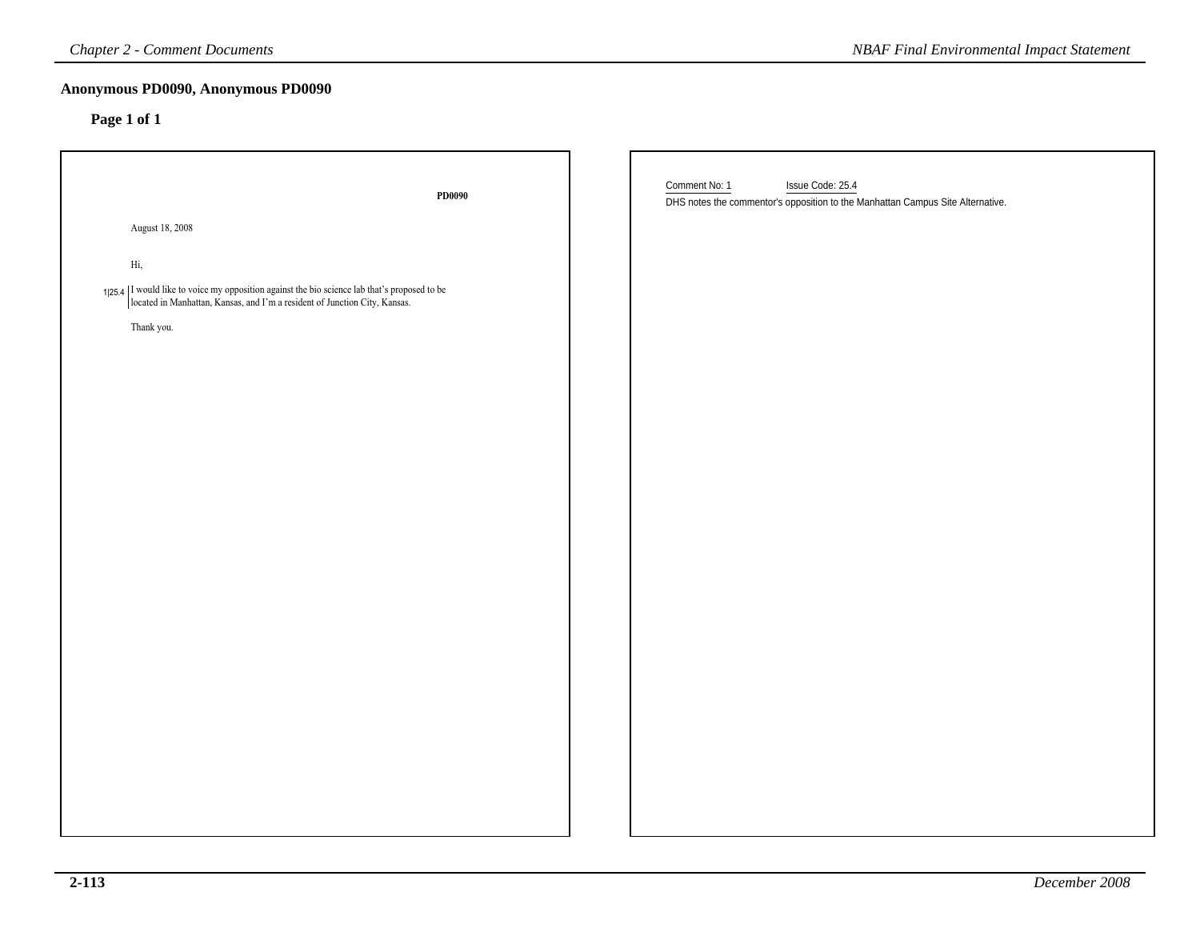## Anonymous PD0090, Anonymous PD0090

**Page 1 of 1**

**PD0090**

August 18, 2008

Hi,

1|25.4 I would like to voice my opposition against the bio science lab that's proposed to be located in Manhattan, Kansas, and I'm a resident of Junction City, Kansas.

Thank you.

Comment No: 1 Issue Code: 25.4

DHS notes the commentor's opposition to the Manhattan Campus Site Alternative.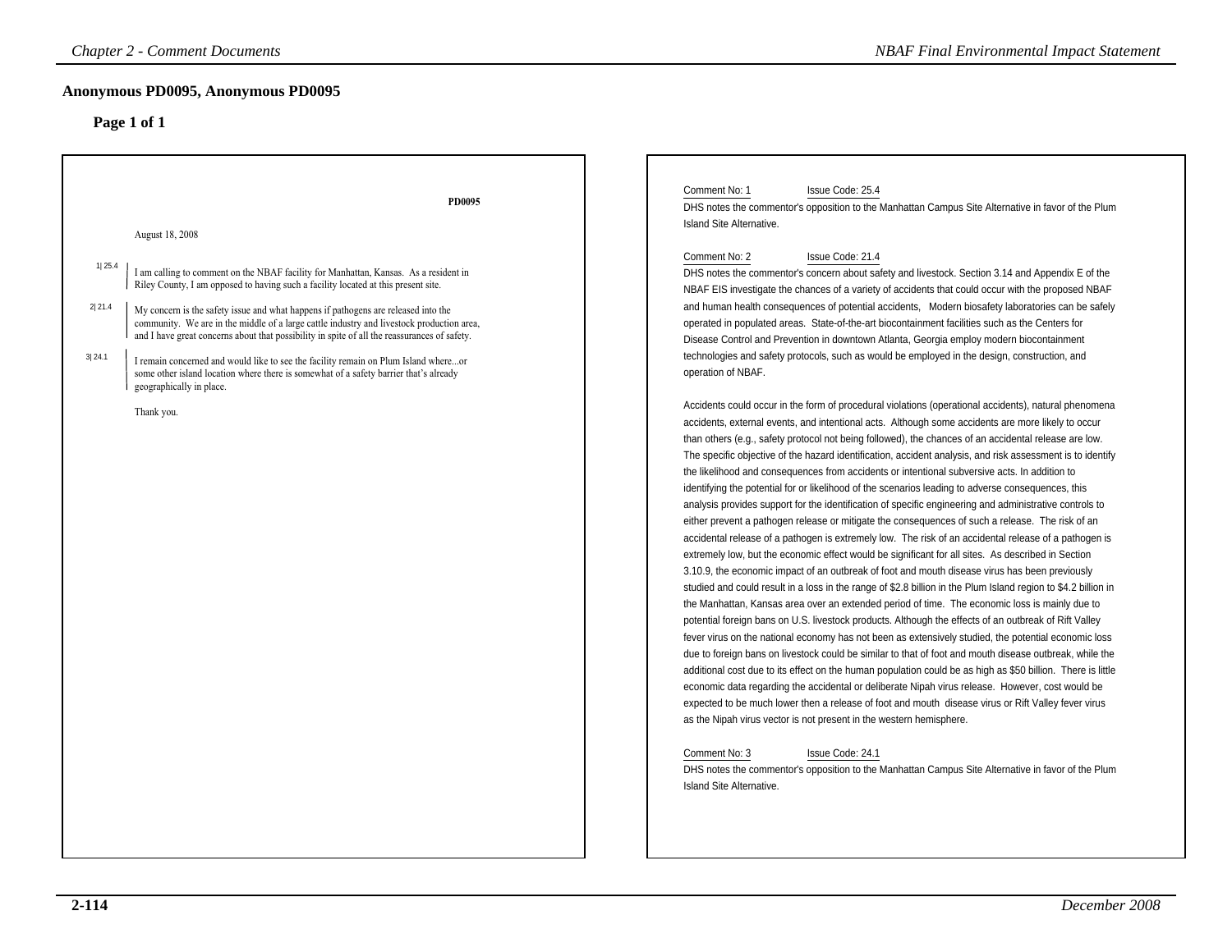## Anonymous PD0095, Anonymous PD0095

### Page 1 of 1

PD0095

August 18, 2008

1| 25.4 I am calling to comment on the NBAF facility for Manhattan, Kansas. As a resident in Riley County, I am opposed to having such a facility located at this present site.

2| 21.4 My concern is the safety issue and what happens if pathogens are released into the community. We are in the middle of a large cattle industry and livestock production area, and I have great concerns about that possibility in spite of all the reassurances of safety.

3| 24.1 I remain concerned and would like to see the facility remain on Plum Island where...or some other island location where there is somewhat of a safety barrier that's already geographically in place.

Thank you.

Comment No: 1 Issue Code: 25.4

DHS notes the commentor's opposition to the Manhattan Campus Site Alternative in favor of the Plum Island Site Alternative.

Comment No: 2 Issue Code: 21.4

DHS notes the commentor's concern about safety and livestock. Section 3.14 and Appendix E of the NBAF EIS investigate the chances of a variety of accidents that could occur with the proposed NBAF and human health consequences of potential accidents, Modern biosafety laboratories can be safely operated in populated areas. State-of-the-art biocontainment facilities such as the Centers for Disease Control and Prevention in downtown Atlanta, Georgia employ modern biocontainment technologies and safety protocols, such as would be employed in the design, construction, and operation of NBAF.

Accidents could occur in the form of procedural violations (operational accidents), natural phenomena accidents, external events, and intentional acts. Although some accidents are more likely to occur than others (e.g., safety protocol not being followed), the chances of an accidental release are low. The specific objective of the hazard identification, accident analysis, and risk assessment is to identify the likelihood and consequences from accidents or intentional subversive acts. In addition to identifying the potential for or likelihood of the scenarios leading to adverse consequences, this analysis provides support for the identification of specific engineering and administrative controls to either prevent a pathogen release or mitigate the consequences of such a release. The risk of an accidental release of a pathogen is extremely low. The risk of an accidental release of a pathogen is extremely low, but the economic effect would be significant for all sites. As described in Section 3.10.9, the economic impact of an outbreak of foot and mouth disease virus has been previously studied and could result in a loss in the range of $2.8 billion in the Plum Island region to $4.2 billion in the Manhattan, Kansas area over an extended period of time. The economic loss is mainly due to potential foreign bans on U.S. livestock products. Although the effects of an outbreak of Rift Valley fever virus on the national economy has not been as extensively studied, the potential economic loss due to foreign bans on livestock could be similar to that of foot and mouth disease outbreak, while the additional cost due to its effect on the human population could be as high as $50 billion. There is little economic data regarding the accidental or deliberate Nipah virus release. However, cost would be expected to be much lower then a release of foot and mouth disease virus or Rift Valley fever virus as the Nipah virus vector is not present in the western hemisphere.

Comment No: 3 Issue Code: 24.1

DHS notes the commentor's opposition to the Manhattan Campus Site Alternative in favor of the Plum Island Site Alternative.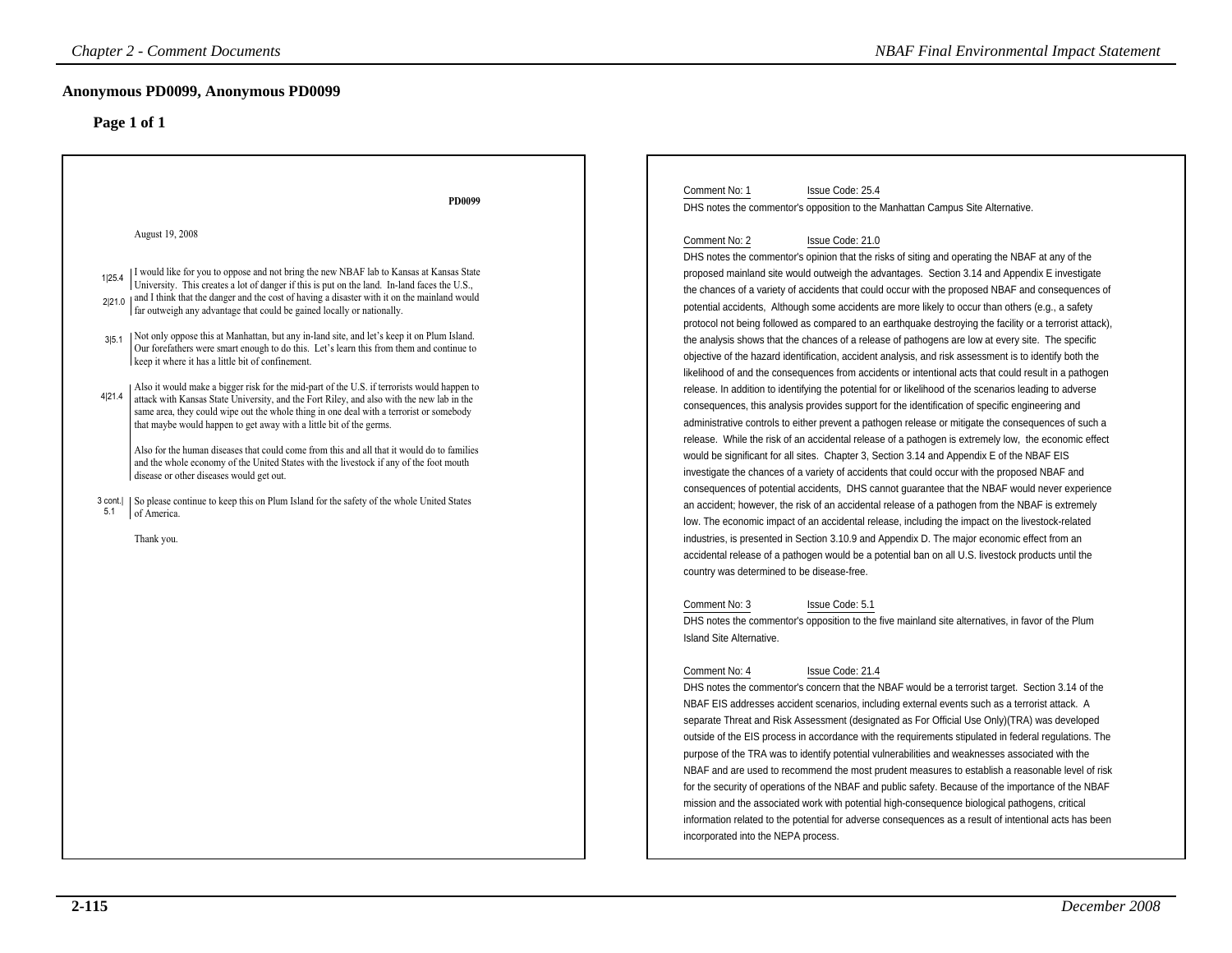## Anonymous PD0099, Anonymous PD0099

### Page 1 of 1

PD0099

August 19, 2008

1|25.4 I would like for you to oppose and not bring the new NBAF lab to Kansas at Kansas State University. This creates a lot of danger if this is put on the land. In-land faces the U.S., 2|21.0 and I think that the danger and the cost of having a disaster with it on the mainland would far outweigh any advantage that could be gained locally or nationally.

3|5.1 Not only oppose this at Manhattan, but any in-land site, and let's keep it on Plum Island. Our forefathers were smart enough to do this. Let's learn this from them and continue to keep it where it has a little bit of confinement.

4|21.4 Also it would make a bigger risk for the mid-part of the U.S. if terrorists would happen to attack with Kansas State University, and the Fort Riley, and also with the new lab in the same area, they could wipe out the whole thing in one deal with a terrorist or somebody that maybe would happen to get away with a little bit of the germs.

Also for the human diseases that could come from this and all that it would do to families and the whole economy of the United States with the livestock if any of the foot mouth disease or other diseases would get out.

3 cont.| 5.1 So please continue to keep this on Plum Island for the safety of the whole United States of America.

Thank you.

---

Comment No: 1 Issue Code: 25.4

DHS notes the commentor's opposition to the Manhattan Campus Site Alternative.

Comment No: 2 Issue Code: 21.0

DHS notes the commentor's opinion that the risks of siting and operating the NBAF at any of the proposed mainland site would outweigh the advantages. Section 3.14 and Appendix E investigate the chances of a variety of accidents that could occur with the proposed NBAF and consequences of potential accidents, Although some accidents are more likely to occur than others (e.g., a safety protocol not being followed as compared to an earthquake destroying the facility or a terrorist attack), the analysis shows that the chances of a release of pathogens are low at every site. The specific objective of the hazard identification, accident analysis, and risk assessment is to identify both the likelihood of and the consequences from accidents or intentional acts that could result in a pathogen release. In addition to identifying the potential for or likelihood of the scenarios leading to adverse consequences, this analysis provides support for the identification of specific engineering and administrative controls to either prevent a pathogen release or mitigate the consequences of such a release. While the risk of an accidental release of a pathogen is extremely low, the economic effect would be significant for all sites. Chapter 3, Section 3.14 and Appendix E of the NBAF EIS investigate the chances of a variety of accidents that could occur with the proposed NBAF and consequences of potential accidents, DHS cannot guarantee that the NBAF would never experience an accident; however, the risk of an accidental release of a pathogen from the NBAF is extremely low. The economic impact of an accidental release, including the impact on the livestock-related industries, is presented in Section 3.10.9 and Appendix D. The major economic effect from an accidental release of a pathogen would be a potential ban on all U.S. livestock products until the country was determined to be disease-free.

Comment No: 3 Issue Code: 5.1

DHS notes the commentor's opposition to the five mainland site alternatives, in favor of the Plum Island Site Alternative.

Comment No: 4 Issue Code: 21.4

DHS notes the commentor's concern that the NBAF would be a terrorist target. Section 3.14 of the NBAF EIS addresses accident scenarios, including external events such as a terrorist attack. A separate Threat and Risk Assessment (designated as For Official Use Only)(TRA) was developed outside of the EIS process in accordance with the requirements stipulated in federal regulations. The purpose of the TRA was to identify potential vulnerabilities and weaknesses associated with the NBAF and are used to recommend the most prudent measures to establish a reasonable level of risk for the security of operations of the NBAF and public safety. Because of the importance of the NBAF mission and the associated work with potential high-consequence biological pathogens, critical information related to the potential for adverse consequences as a result of intentional acts has been incorporated into the NEPA process.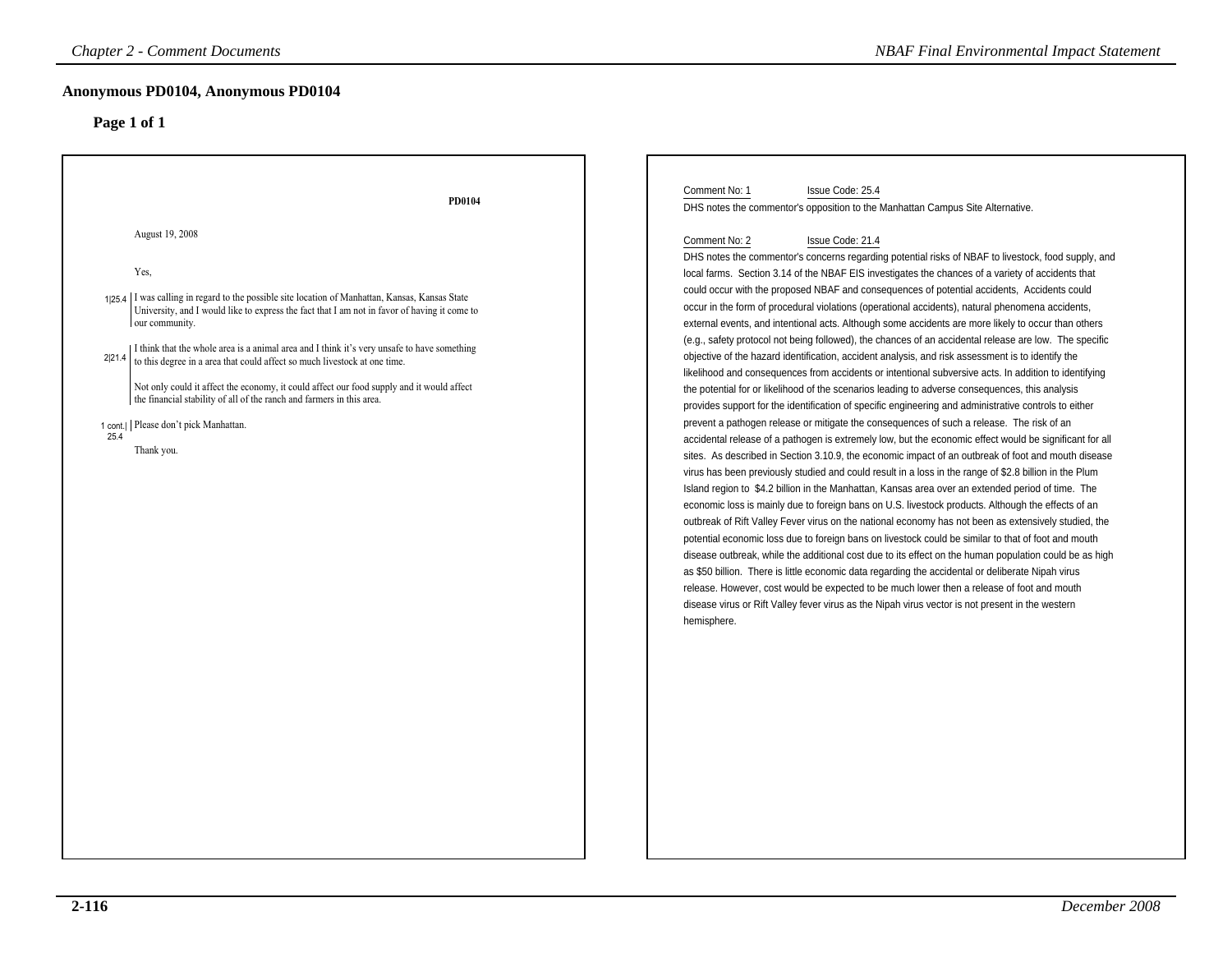## Anonymous PD0104, Anonymous PD0104

### Page 1 of 1

PD0104

August 19, 2008

Yes,

1|25.4 I was calling in regard to the possible site location of Manhattan, Kansas, Kansas State University, and I would like to express the fact that I am not in favor of having it come to our community.

2|21.4 I think that the whole area is a animal area and I think it's very unsafe to have something to this degree in a area that could affect so much livestock at one time.

Not only could it affect the economy, it could affect our food supply and it would affect the financial stability of all of the ranch and farmers in this area.

1 cont.| 25.4 Please don't pick Manhattan.

Thank you.

Comment No: 1 Issue Code: 25.4

DHS notes the commentor's opposition to the Manhattan Campus Site Alternative.

Comment No: 2 Issue Code: 21.4

DHS notes the commentor's concerns regarding potential risks of NBAF to livestock, food supply, and local farms. Section 3.14 of the NBAF EIS investigates the chances of a variety of accidents that could occur with the proposed NBAF and consequences of potential accidents, Accidents could occur in the form of procedural violations (operational accidents), natural phenomena accidents, external events, and intentional acts. Although some accidents are more likely to occur than others (e.g., safety protocol not being followed), the chances of an accidental release are low. The specific objective of the hazard identification, accident analysis, and risk assessment is to identify the likelihood and consequences from accidents or intentional subversive acts. In addition to identifying the potential for or likelihood of the scenarios leading to adverse consequences, this analysis provides support for the identification of specific engineering and administrative controls to either prevent a pathogen release or mitigate the consequences of such a release. The risk of an accidental release of a pathogen is extremely low, but the economic effect would be significant for all sites. As described in Section 3.10.9, the economic impact of an outbreak of foot and mouth disease virus has been previously studied and could result in a loss in the range of $2.8 billion in the Plum Island region to $4.2 billion in the Manhattan, Kansas area over an extended period of time. The economic loss is mainly due to foreign bans on U.S. livestock products. Although the effects of an outbreak of Rift Valley Fever virus on the national economy has not been as extensively studied, the potential economic loss due to foreign bans on livestock could be similar to that of foot and mouth disease outbreak, while the additional cost due to its effect on the human population could be as high as $50 billion. There is little economic data regarding the accidental or deliberate Nipah virus release. However, cost would be expected to be much lower then a release of foot and mouth disease virus or Rift Valley fever virus as the Nipah virus vector is not present in the western hemisphere.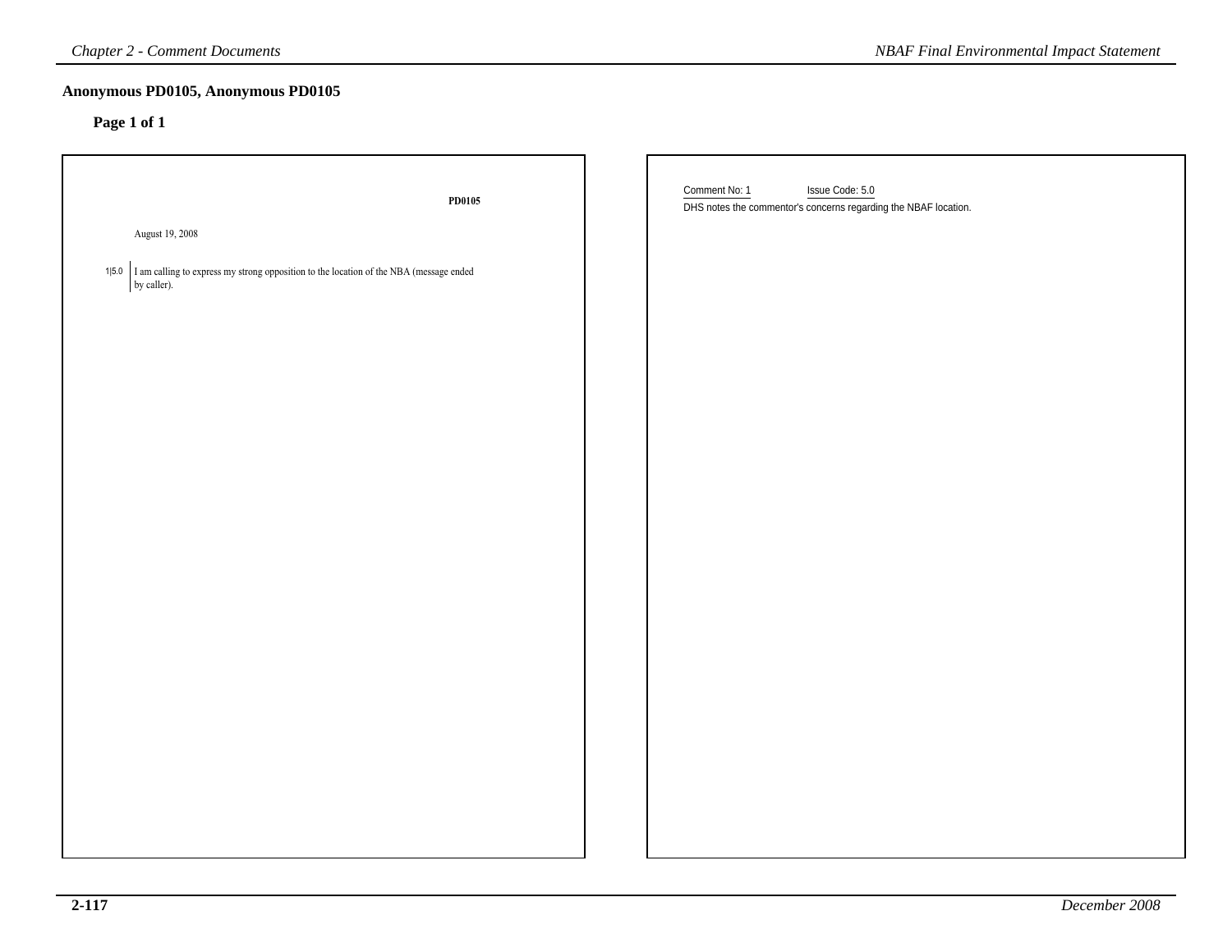## Anonymous PD0105, Anonymous PD0105

### Page 1 of 1

**PD0105**

August 19, 2008

1|5.0 I am calling to express my strong opposition to the location of the NBA (message ended by caller).

Comment No: 1 Issue Code: 5.0

DHS notes the commentor's concerns regarding the NBAF location.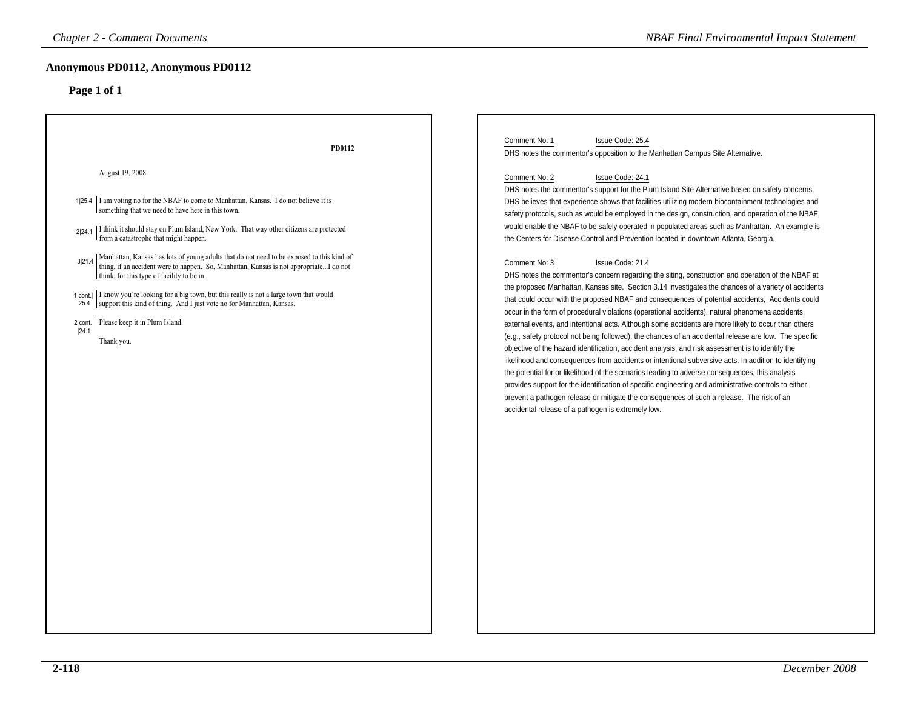## Anonymous PD0112, Anonymous PD0112

### Page 1 of 1

**PD0112**

August 19, 2008

1|25.4 I am voting no for the NBAF to come to Manhattan, Kansas. I do not believe it is something that we need to have here in this town.

2|24.1 I think it should stay on Plum Island, New York. That way other citizens are protected from a catastrophe that might happen.

3|21.4 Manhattan, Kansas has lots of young adults that do not need to be exposed to this kind of thing, if an accident were to happen. So, Manhattan, Kansas is not appropriate...I do not think, for this type of facility to be in.

1 cont.| 25.4 I know you're looking for a big town, but this really is not a large town that would support this kind of thing. And I just vote no for Manhattan, Kansas.

2 cont. |24.1 Please keep it in Plum Island.

Thank you.

---

Comment No: 1 Issue Code: 25.4

DHS notes the commentor's opposition to the Manhattan Campus Site Alternative.

Comment No: 2 Issue Code: 24.1

DHS notes the commentor's support for the Plum Island Site Alternative based on safety concerns. DHS believes that experience shows that facilities utilizing modern biocontainment technologies and safety protocols, such as would be employed in the design, construction, and operation of the NBAF, would enable the NBAF to be safely operated in populated areas such as Manhattan. An example is the Centers for Disease Control and Prevention located in downtown Atlanta, Georgia.

Comment No: 3 Issue Code: 21.4

DHS notes the commentor's concern regarding the siting, construction and operation of the NBAF at the proposed Manhattan, Kansas site. Section 3.14 investigates the chances of a variety of accidents that could occur with the proposed NBAF and consequences of potential accidents, Accidents could occur in the form of procedural violations (operational accidents), natural phenomena accidents, external events, and intentional acts. Although some accidents are more likely to occur than others (e.g., safety protocol not being followed), the chances of an accidental release are low. The specific objective of the hazard identification, accident analysis, and risk assessment is to identify the likelihood and consequences from accidents or intentional subversive acts. In addition to identifying the potential for or likelihood of the scenarios leading to adverse consequences, this analysis provides support for the identification of specific engineering and administrative controls to either prevent a pathogen release or mitigate the consequences of such a release. The risk of an accidental release of a pathogen is extremely low.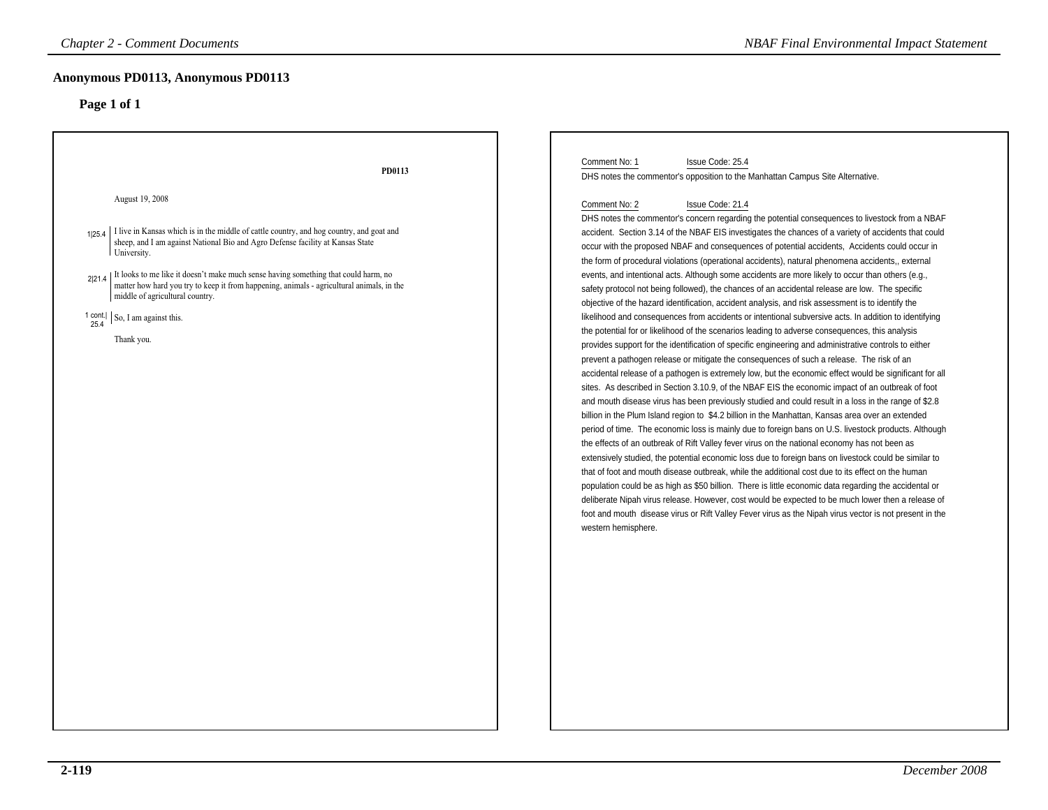## Anonymous PD0113, Anonymous PD0113

### Page 1 of 1

PD0113

August 19, 2008

1|25.4 I live in Kansas which is in the middle of cattle country, and hog country, and goat and sheep, and I am against National Bio and Agro Defense facility at Kansas State University.

2|21.4 It looks to me like it doesn't make much sense having something that could harm, no matter how hard you try to keep it from happening, animals - agricultural animals, in the middle of agricultural country.

1 cont.| 25.4 So, I am against this.

Thank you.

Comment No: 1 Issue Code: 25.4

DHS notes the commentor's opposition to the Manhattan Campus Site Alternative.

Comment No: 2 Issue Code: 21.4

DHS notes the commentor's concern regarding the potential consequences to livestock from a NBAF accident. Section 3.14 of the NBAF EIS investigates the chances of a variety of accidents that could occur with the proposed NBAF and consequences of potential accidents, Accidents could occur in the form of procedural violations (operational accidents), natural phenomena accidents,, external events, and intentional acts. Although some accidents are more likely to occur than others (e.g., safety protocol not being followed), the chances of an accidental release are low. The specific objective of the hazard identification, accident analysis, and risk assessment is to identify the likelihood and consequences from accidents or intentional subversive acts. In addition to identifying the potential for or likelihood of the scenarios leading to adverse consequences, this analysis provides support for the identification of specific engineering and administrative controls to either prevent a pathogen release or mitigate the consequences of such a release. The risk of an accidental release of a pathogen is extremely low, but the economic effect would be significant for all sites. As described in Section 3.10.9, of the NBAF EIS the economic impact of an outbreak of foot and mouth disease virus has been previously studied and could result in a loss in the range of $2.8 billion in the Plum Island region to $4.2 billion in the Manhattan, Kansas area over an extended period of time. The economic loss is mainly due to foreign bans on U.S. livestock products. Although the effects of an outbreak of Rift Valley fever virus on the national economy has not been as extensively studied, the potential economic loss due to foreign bans on livestock could be similar to that of foot and mouth disease outbreak, while the additional cost due to its effect on the human population could be as high as $50 billion. There is little economic data regarding the accidental or deliberate Nipah virus release. However, cost would be expected to be much lower then a release of foot and mouth disease virus or Rift Valley Fever virus as the Nipah virus vector is not present in the western hemisphere.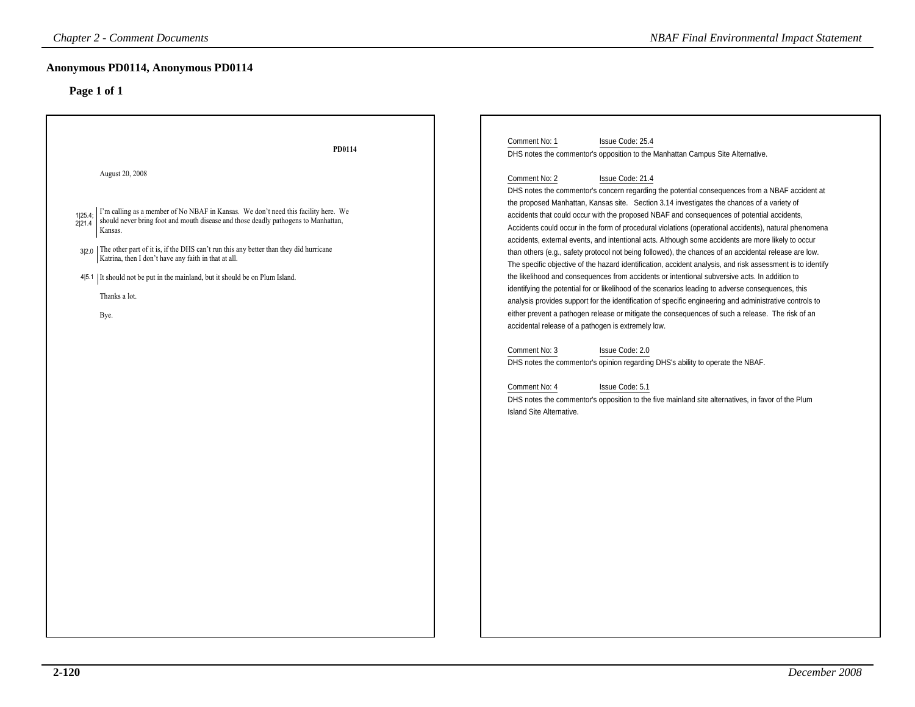## Anonymous PD0114, Anonymous PD0114

### Page 1 of 1

PD0114

August 20, 2008

1|25.4; 2|21.4 I'm calling as a member of No NBAF in Kansas. We don't need this facility here. We should never bring foot and mouth disease and those deadly pathogens to Manhattan, Kansas.

3|2.0 The other part of it is, if the DHS can't run this any better than they did hurricane Katrina, then I don't have any faith in that at all.

4|5.1 It should not be put in the mainland, but it should be on Plum Island.

Thanks a lot.

Bye.

Comment No: 1 Issue Code: 25.4

DHS notes the commentor's opposition to the Manhattan Campus Site Alternative.

Comment No: 2 Issue Code: 21.4

DHS notes the commentor's concern regarding the potential consequences from a NBAF accident at the proposed Manhattan, Kansas site. Section 3.14 investigates the chances of a variety of accidents that could occur with the proposed NBAF and consequences of potential accidents, Accidents could occur in the form of procedural violations (operational accidents), natural phenomena accidents, external events, and intentional acts. Although some accidents are more likely to occur than others (e.g., safety protocol not being followed), the chances of an accidental release are low. The specific objective of the hazard identification, accident analysis, and risk assessment is to identify the likelihood and consequences from accidents or intentional subversive acts. In addition to identifying the potential for or likelihood of the scenarios leading to adverse consequences, this analysis provides support for the identification of specific engineering and administrative controls to either prevent a pathogen release or mitigate the consequences of such a release. The risk of an accidental release of a pathogen is extremely low.

Comment No: 3 Issue Code: 2.0

DHS notes the commentor's opinion regarding DHS's ability to operate the NBAF.

Comment No: 4 Issue Code: 5.1

DHS notes the commentor's opposition to the five mainland site alternatives, in favor of the Plum Island Site Alternative.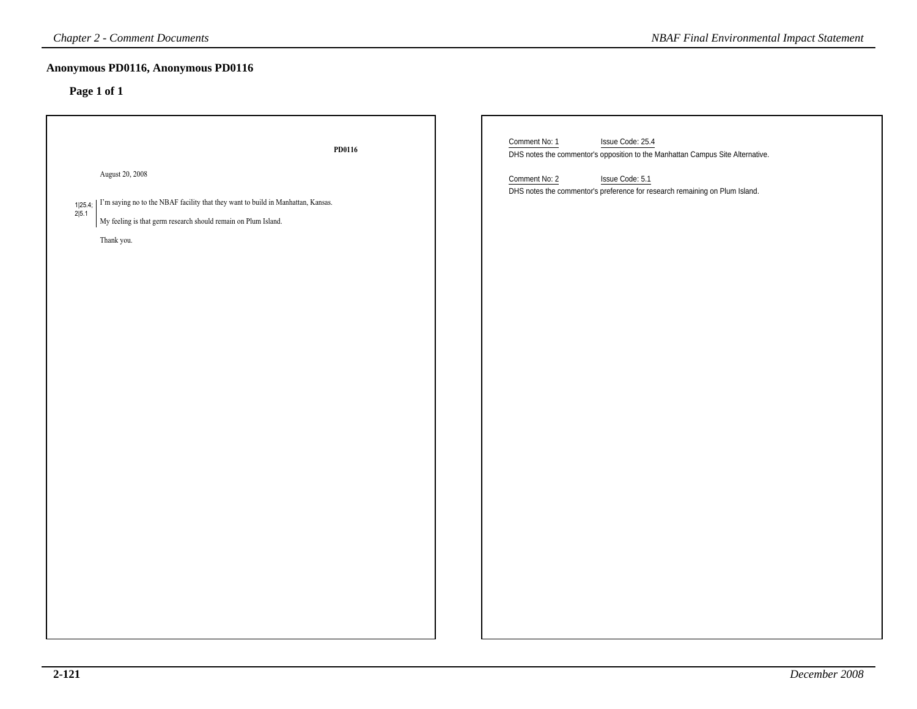## Anonymous PD0116, Anonymous PD0116

### Page 1 of 1

**PD0116**

August 20, 2008

1|25.4; 2|5.1

I'm saying no to the NBAF facility that they want to build in Manhattan, Kansas.

My feeling is that germ research should remain on Plum Island.

Thank you.

Comment No: 1 Issue Code: 25.4

DHS notes the commentor's opposition to the Manhattan Campus Site Alternative.

Comment No: 2 Issue Code: 5.1

DHS notes the commentor's preference for research remaining on Plum Island.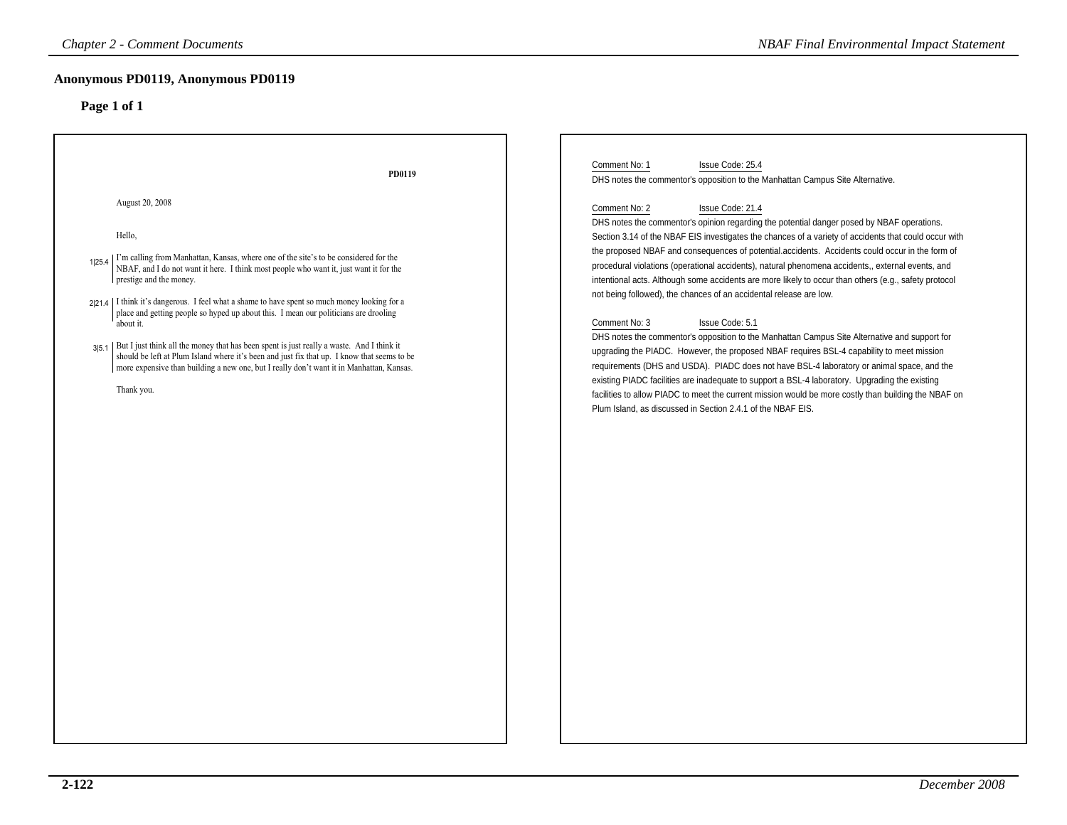## Anonymous PD0119, Anonymous PD0119

### Page 1 of 1

PD0119

August 20, 2008

Hello,

1|25.4 I'm calling from Manhattan, Kansas, where one of the site's to be considered for the NBAF, and I do not want it here. I think most people who want it, just want it for the prestige and the money.

2|21.4 I think it's dangerous. I feel what a shame to have spent so much money looking for a place and getting people so hyped up about this. I mean our politicians are drooling about it.

3|5.1 But I just think all the money that has been spent is just really a waste. And I think it should be left at Plum Island where it's been and just fix that up. I know that seems to be more expensive than building a new one, but I really don't want it in Manhattan, Kansas.

Thank you.

Comment No: 1 Issue Code: 25.4

DHS notes the commentor's opposition to the Manhattan Campus Site Alternative.

Comment No: 2 Issue Code: 21.4

DHS notes the commentor's opinion regarding the potential danger posed by NBAF operations. Section 3.14 of the NBAF EIS investigates the chances of a variety of accidents that could occur with the proposed NBAF and consequences of potential.accidents. Accidents could occur in the form of procedural violations (operational accidents), natural phenomena accidents,, external events, and intentional acts. Although some accidents are more likely to occur than others (e.g., safety protocol not being followed), the chances of an accidental release are low.

Comment No: 3 Issue Code: 5.1

DHS notes the commentor's opposition to the Manhattan Campus Site Alternative and support for upgrading the PIADC. However, the proposed NBAF requires BSL-4 capability to meet mission requirements (DHS and USDA). PIADC does not have BSL-4 laboratory or animal space, and the existing PIADC facilities are inadequate to support a BSL-4 laboratory. Upgrading the existing facilities to allow PIADC to meet the current mission would be more costly than building the NBAF on Plum Island, as discussed in Section 2.4.1 of the NBAF EIS.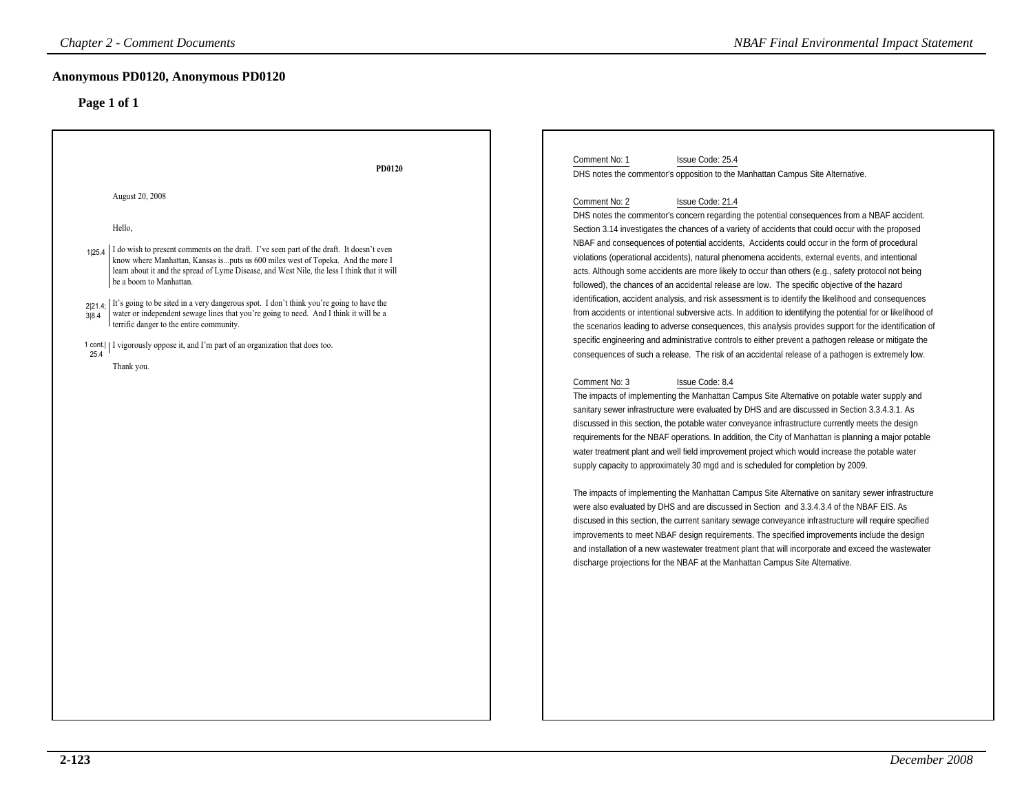## Anonymous PD0120, Anonymous PD0120

### Page 1 of 1

PD0120

August 20, 2008

Hello,

1|25.4 I do wish to present comments on the draft. I've seen part of the draft. It doesn't even know where Manhattan, Kansas is...puts us 600 miles west of Topeka. And the more I learn about it and the spread of Lyme Disease, and West Nile, the less I think that it will be a boom to Manhattan.

2|21.4; 3|8.4 It's going to be sited in a very dangerous spot. I don't think you're going to have the water or independent sewage lines that you're going to need. And I think it will be a terrific danger to the entire community.

1 cont.| 25.4 I vigorously oppose it, and I'm part of an organization that does too.

Thank you.

Comment No: 1 Issue Code: 25.4

DHS notes the commentor's opposition to the Manhattan Campus Site Alternative.

Comment No: 2 Issue Code: 21.4

DHS notes the commentor's concern regarding the potential consequences from a NBAF accident. Section 3.14 investigates the chances of a variety of accidents that could occur with the proposed NBAF and consequences of potential accidents, Accidents could occur in the form of procedural violations (operational accidents), natural phenomena accidents, external events, and intentional acts. Although some accidents are more likely to occur than others (e.g., safety protocol not being followed), the chances of an accidental release are low. The specific objective of the hazard identification, accident analysis, and risk assessment is to identify the likelihood and consequences from accidents or intentional subversive acts. In addition to identifying the potential for or likelihood of the scenarios leading to adverse consequences, this analysis provides support for the identification of specific engineering and administrative controls to either prevent a pathogen release or mitigate the consequences of such a release. The risk of an accidental release of a pathogen is extremely low.

Comment No: 3 Issue Code: 8.4

The impacts of implementing the Manhattan Campus Site Alternative on potable water supply and sanitary sewer infrastructure were evaluated by DHS and are discussed in Section 3.3.4.3.1. As discussed in this section, the potable water conveyance infrastructure currently meets the design requirements for the NBAF operations. In addition, the City of Manhattan is planning a major potable water treatment plant and well field improvement project which would increase the potable water supply capacity to approximately 30 mgd and is scheduled for completion by 2009.

The impacts of implementing the Manhattan Campus Site Alternative on sanitary sewer infrastructure were also evaluated by DHS and are discussed in Section and 3.3.4.3.4 of the NBAF EIS. As discussed in this section, the current sanitary sewage conveyance infrastructure will require specified improvements to meet NBAF design requirements. The specified improvements include the design and installation of a new wastewater treatment plant that will incorporate and exceed the wastewater discharge projections for the NBAF at the Manhattan Campus Site Alternative.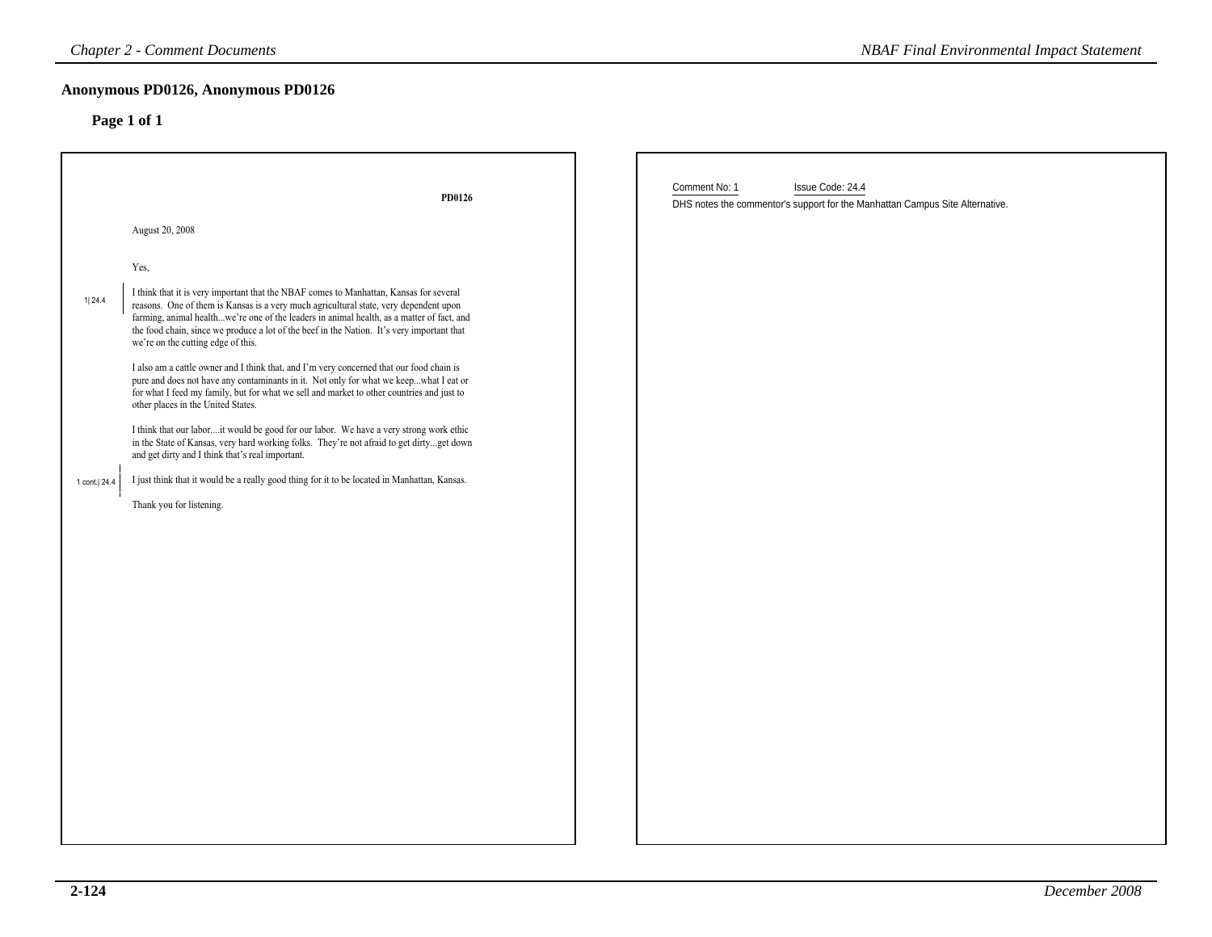## Anonymous PD0126, Anonymous PD0126

### Page 1 of 1

PD0126

August 20, 2008

Yes,

1| 24.4

I think that it is very important that the NBAF comes to Manhattan, Kansas for several reasons. One of them is Kansas is a very much agricultural state, very dependent upon farming, animal health...we're one of the leaders in animal health, as a matter of fact, and the food chain, since we produce a lot of the beef in the Nation. It's very important that we're on the cutting edge of this.

I also am a cattle owner and I think that, and I'm very concerned that our food chain is pure and does not have any contaminants in it. Not only for what we keep...what I eat or for what I feed my family, but for what we sell and market to other countries and just to other places in the United States.

I think that our labor....it would be good for our labor. We have a very strong work ethic in the State of Kansas, very hard working folks. They're not afraid to get dirty...get down and get dirty and I think that's real important.

1 cont.| 24.4

I just think that it would be a really good thing for it to be located in Manhattan, Kansas.

Thank you for listening.

Comment No: 1 Issue Code: 24.4

DHS notes the commentor's support for the Manhattan Campus Site Alternative.